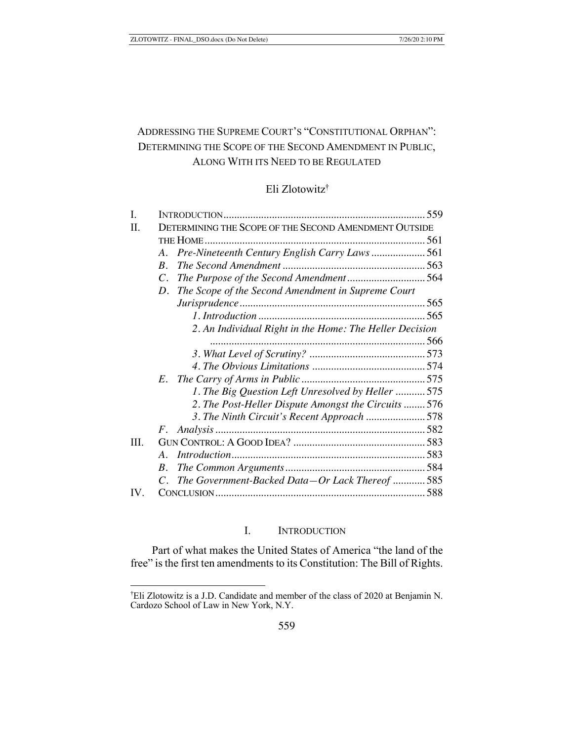# ADDRESSING THE SUPREME COURT'S "CONSTITUTIONAL ORPHAN": DETERMINING THE SCOPE OF THE SECOND AMENDMENT IN PUBLIC, ALONG WITH ITS NEED TO BE REGULATED

Eli Zlotowitz[†]

I. INTRODUCTION ..... 559

II. DETERMINING THE SCOPE OF THE SECOND AMENDMENT OUTSIDE THE HOME ..... 561

- A. *Pre-Nineteenth Century English Carry Laws* ..... 561
- B. *The Second Amendment* ..... 563
- C. *The Purpose of the Second Amendment* ..... 564
- D. *The Scope of the Second Amendment in Supreme Court Jurisprudence* ..... 565
  - *1. Introduction* ..... 565
  - *2. An Individual Right in the Home: The Heller Decision* ..... 566
  - *3. What Level of Scrutiny?* ..... 573
  - *4. The Obvious Limitations* ..... 574
- E. *The Carry of Arms in Public* ..... 575
  - *1. The Big Question Left Unresolved by Heller* ..... 575
  - *2. The Post-Heller Dispute Amongst the Circuits* ..... 576
  - *3. The Ninth Circuit's Recent Approach* ..... 578
- F. *Analysis* ..... 582

III. GUN CONTROL: A GOOD IDEA? ..... 583

- A. *Introduction* ..... 583
- B. *The Common Arguments* ..... 584
- C. *The Government-Backed Data—Or Lack Thereof* ..... 585

IV. CONCLUSION ..... 588

## I. INTRODUCTION

Part of what makes the United States of America "the land of the free" is the first ten amendments to its Constitution: The Bill of Rights.

---

[†]Eli Zlotowitz is a J.D. Candidate and member of the class of 2020 at Benjamin N. Cardozo School of Law in New York, N.Y.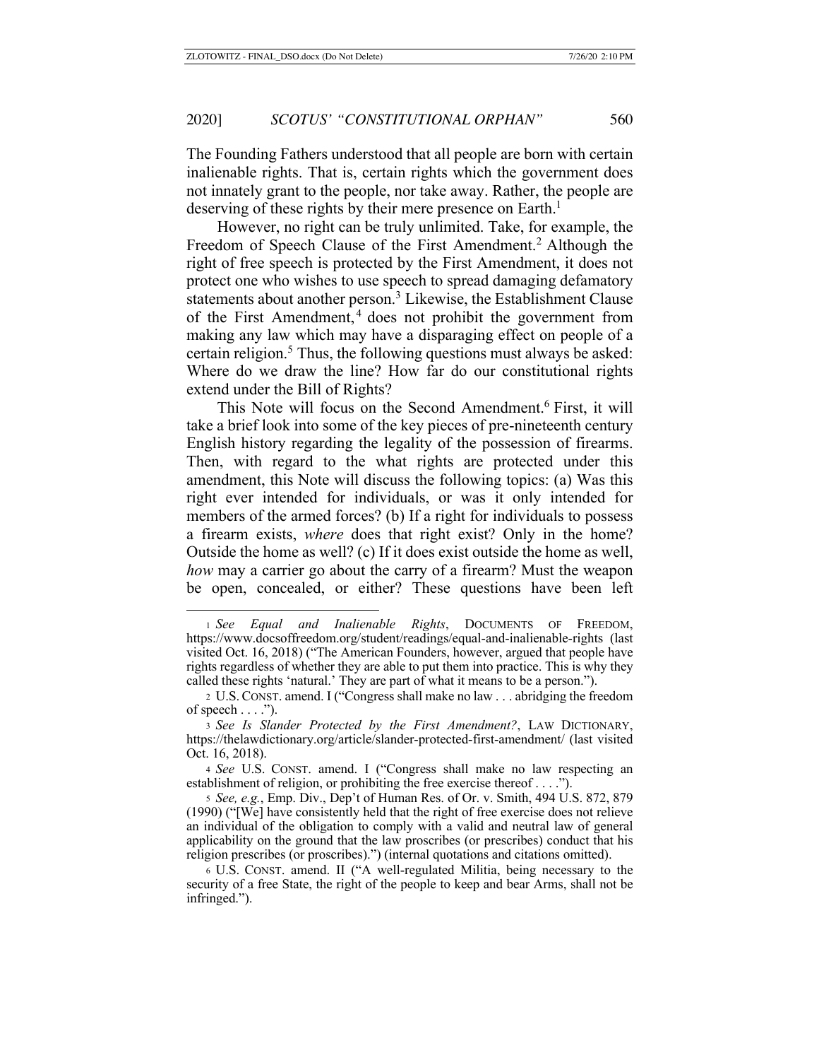The Founding Fathers understood that all people are born with certain inalienable rights. That is, certain rights which the government does not innately grant to the people, nor take away. Rather, the people are deserving of these rights by their mere presence on Earth.[1]

However, no right can be truly unlimited. Take, for example, the Freedom of Speech Clause of the First Amendment.[2] Although the right of free speech is protected by the First Amendment, it does not protect one who wishes to use speech to spread damaging defamatory statements about another person.[3] Likewise, the Establishment Clause of the First Amendment,[4] does not prohibit the government from making any law which may have a disparaging effect on people of a certain religion.[5] Thus, the following questions must always be asked: Where do we draw the line? How far do our constitutional rights extend under the Bill of Rights?

This Note will focus on the Second Amendment.[6] First, it will take a brief look into some of the key pieces of pre-nineteenth century English history regarding the legality of the possession of firearms. Then, with regard to the what rights are protected under this amendment, this Note will discuss the following topics: (a) Was this right ever intended for individuals, or was it only intended for members of the armed forces? (b) If a right for individuals to possess a firearm exists, *where* does that right exist? Only in the home? Outside the home as well? (c) If it does exist outside the home as well, *how* may a carrier go about the carry of a firearm? Must the weapon be open, concealed, or either? These questions have been left

---

[1] *See Equal and Inalienable Rights*, DOCUMENTS OF FREEDOM, https://www.docsoffreedom.org/student/readings/equal-and-inalienable-rights (last visited Oct. 16, 2018) ("The American Founders, however, argued that people have rights regardless of whether they are able to put them into practice. This is why they called these rights 'natural.' They are part of what it means to be a person.").

[2] U.S. CONST. amend. I ("Congress shall make no law . . . abridging the freedom of speech . . . .").

[3] *See Is Slander Protected by the First Amendment?*, LAW DICTIONARY, https://thelawdictionary.org/article/slander-protected-first-amendment/ (last visited Oct. 16, 2018).

[4] *See* U.S. CONST. amend. I ("Congress shall make no law respecting an establishment of religion, or prohibiting the free exercise thereof . . . .").

[5] *See, e.g.*, Emp. Div., Dep't of Human Res. of Or. v. Smith, 494 U.S. 872, 879 (1990) ("[We] have consistently held that the right of free exercise does not relieve an individual of the obligation to comply with a valid and neutral law of general applicability on the ground that the law proscribes (or prescribes) conduct that his religion prescribes (or proscribes).") (internal quotations and citations omitted).

[6] U.S. CONST. amend. II ("A well-regulated Militia, being necessary to the security of a free State, the right of the people to keep and bear Arms, shall not be infringed.").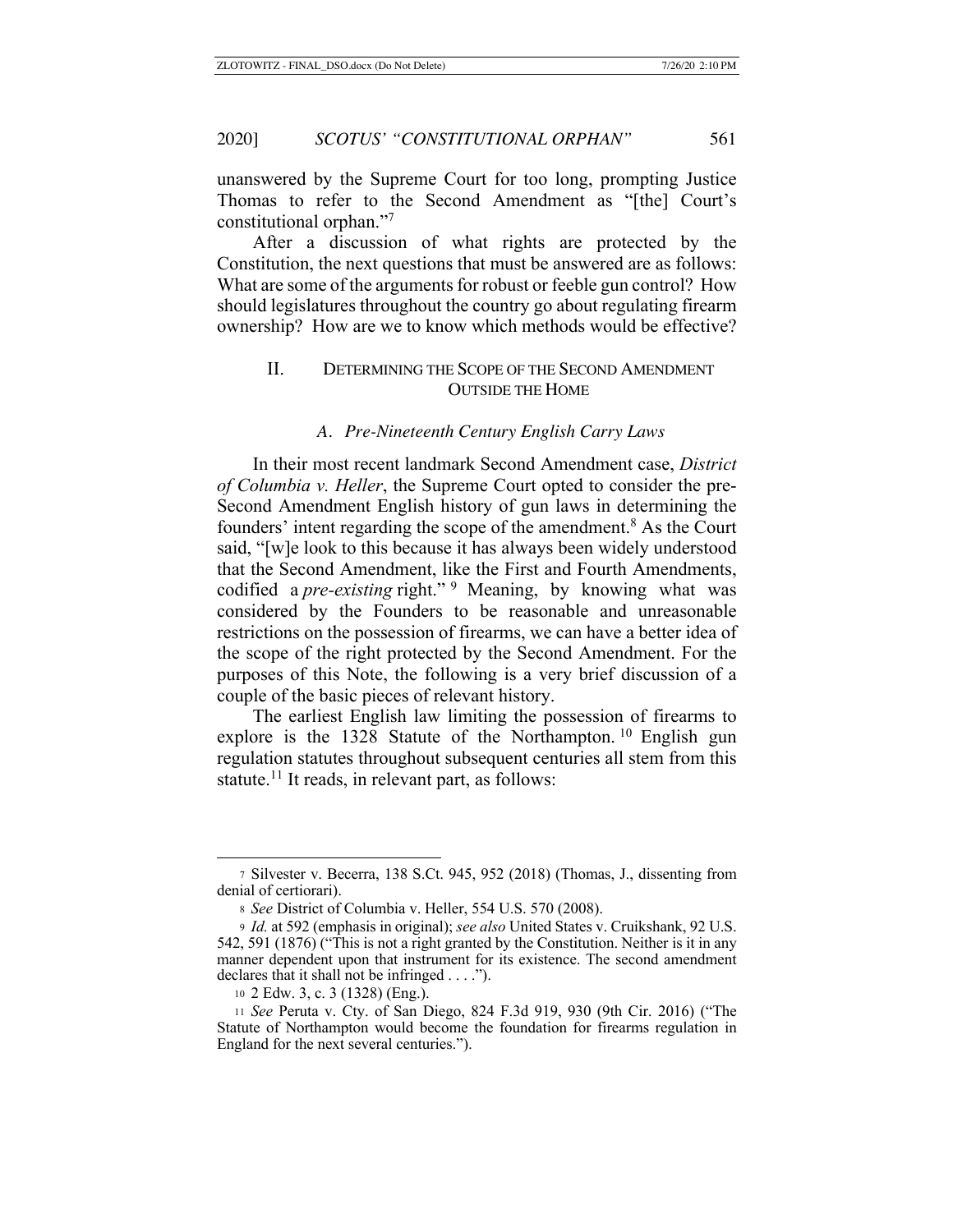unanswered by the Supreme Court for too long, prompting Justice Thomas to refer to the Second Amendment as "[the] Court's constitutional orphan."[7]

After a discussion of what rights are protected by the Constitution, the next questions that must be answered are as follows: What are some of the arguments for robust or feeble gun control? How should legislatures throughout the country go about regulating firearm ownership? How are we to know which methods would be effective?

## II. Determining the Scope of the Second Amendment Outside the Home

### *A. Pre-Nineteenth Century English Carry Laws*

In their most recent landmark Second Amendment case, *District of Columbia v. Heller*, the Supreme Court opted to consider the pre-Second Amendment English history of gun laws in determining the founders' intent regarding the scope of the amendment.[8] As the Court said, "[w]e look to this because it has always been widely understood that the Second Amendment, like the First and Fourth Amendments, codified a *pre-existing* right."[9] Meaning, by knowing what was considered by the Founders to be reasonable and unreasonable restrictions on the possession of firearms, we can have a better idea of the scope of the right protected by the Second Amendment. For the purposes of this Note, the following is a very brief discussion of a couple of the basic pieces of relevant history.

The earliest English law limiting the possession of firearms to explore is the 1328 Statute of the Northampton.[10] English gun regulation statutes throughout subsequent centuries all stem from this statute.[11] It reads, in relevant part, as follows:

---

[7] Silvester v. Becerra, 138 S.Ct. 945, 952 (2018) (Thomas, J., dissenting from denial of certiorari).

[8] *See* District of Columbia v. Heller, 554 U.S. 570 (2008).

[9] *Id.* at 592 (emphasis in original); *see also* United States v. Cruikshank, 92 U.S. 542, 591 (1876) ("This is not a right granted by the Constitution. Neither is it in any manner dependent upon that instrument for its existence. The second amendment declares that it shall not be infringed . . . .").

[10] 2 Edw. 3, c. 3 (1328) (Eng.).

[11] *See* Peruta v. Cty. of San Diego, 824 F.3d 919, 930 (9th Cir. 2016) ("The Statute of Northampton would become the foundation for firearms regulation in England for the next several centuries.").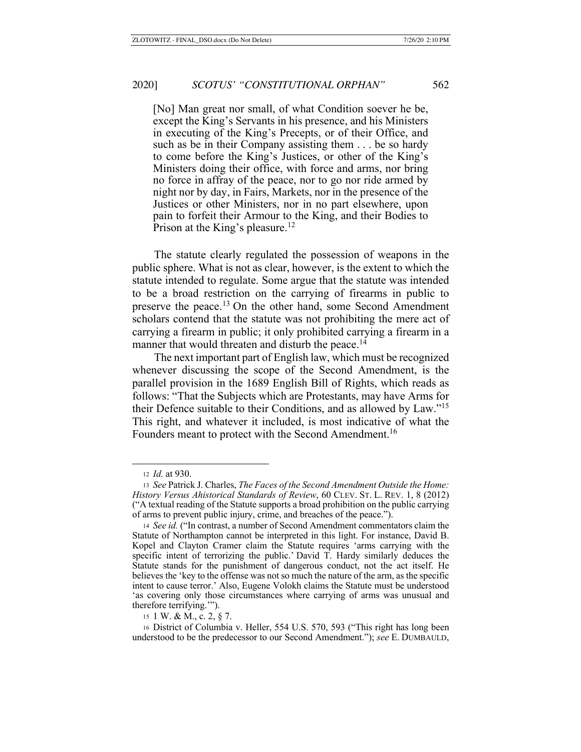> [No] Man great nor small, of what Condition soever he be, except the King's Servants in his presence, and his Ministers in executing of the King's Precepts, or of their Office, and such as be in their Company assisting them . . . be so hardy to come before the King's Justices, or other of the King's Ministers doing their office, with force and arms, nor bring no force in affray of the peace, nor to go nor ride armed by night nor by day, in Fairs, Markets, nor in the presence of the Justices or other Ministers, nor in no part elsewhere, upon pain to forfeit their Armour to the King, and their Bodies to Prison at the King's pleasure.[12]

The statute clearly regulated the possession of weapons in the public sphere. What is not as clear, however, is the extent to which the statute intended to regulate. Some argue that the statute was intended to be a broad restriction on the carrying of firearms in public to preserve the peace.[13] On the other hand, some Second Amendment scholars contend that the statute was not prohibiting the mere act of carrying a firearm in public; it only prohibited carrying a firearm in a manner that would threaten and disturb the peace.[14]

The next important part of English law, which must be recognized whenever discussing the scope of the Second Amendment, is the parallel provision in the 1689 English Bill of Rights, which reads as follows: "That the Subjects which are Protestants, may have Arms for their Defence suitable to their Conditions, and as allowed by Law."[15] This right, and whatever it included, is most indicative of what the Founders meant to protect with the Second Amendment.[16]

---

[12] *Id.* at 930.

[13] *See* Patrick J. Charles, *The Faces of the Second Amendment Outside the Home: History Versus Ahistorical Standards of Review*, 60 CLEV. ST. L. REV. 1, 8 (2012) ("A textual reading of the Statute supports a broad prohibition on the public carrying of arms to prevent public injury, crime, and breaches of the peace.").

[14] *See id.* ("In contrast, a number of Second Amendment commentators claim the Statute of Northampton cannot be interpreted in this light. For instance, David B. Kopel and Clayton Cramer claim the Statute requires 'arms carrying with the specific intent of terrorizing the public.' David T. Hardy similarly deduces the Statute stands for the punishment of dangerous conduct, not the act itself. He believes the 'key to the offense was not so much the nature of the arm, as the specific intent to cause terror.' Also, Eugene Volokh claims the Statute must be understood 'as covering only those circumstances where carrying of arms was unusual and therefore terrifying.'").

[15] 1 W. & M., c. 2, § 7.

[16] District of Columbia v. Heller, 554 U.S. 570, 593 ("This right has long been understood to be the predecessor to our Second Amendment."); *see* E. DUMBAULD,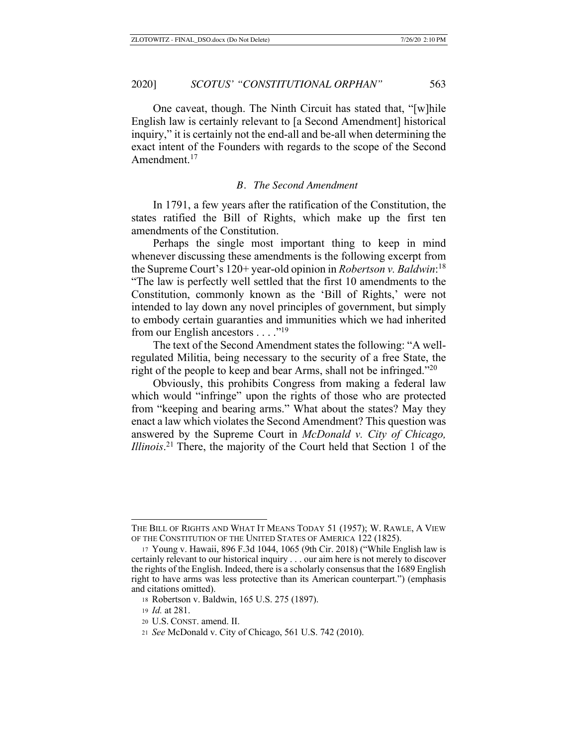One caveat, though. The Ninth Circuit has stated that, "[w]hile English law is certainly relevant to [a Second Amendment] historical inquiry," it is certainly not the end-all and be-all when determining the exact intent of the Founders with regards to the scope of the Second Amendment.[17]

### *B. The Second Amendment*

In 1791, a few years after the ratification of the Constitution, the states ratified the Bill of Rights, which make up the first ten amendments of the Constitution.

Perhaps the single most important thing to keep in mind whenever discussing these amendments is the following excerpt from the Supreme Court's 120+ year-old opinion in *Robertson v. Baldwin*:[18] "The law is perfectly well settled that the first 10 amendments to the Constitution, commonly known as the 'Bill of Rights,' were not intended to lay down any novel principles of government, but simply to embody certain guaranties and immunities which we had inherited from our English ancestors . . . ."[19]

The text of the Second Amendment states the following: "A well-regulated Militia, being necessary to the security of a free State, the right of the people to keep and bear Arms, shall not be infringed."[20]

Obviously, this prohibits Congress from making a federal law which would "infringe" upon the rights of those who are protected from "keeping and bearing arms." What about the states? May they enact a law which violates the Second Amendment? This question was answered by the Supreme Court in *McDonald v. City of Chicago, Illinois*.[21] There, the majority of the Court held that Section 1 of the

---

THE BILL OF RIGHTS AND WHAT IT MEANS TODAY 51 (1957); W. RAWLE, A VIEW OF THE CONSTITUTION OF THE UNITED STATES OF AMERICA 122 (1825).

17 Young v. Hawaii, 896 F.3d 1044, 1065 (9th Cir. 2018) ("While English law is certainly relevant to our historical inquiry . . . our aim here is not merely to discover the rights of the English. Indeed, there is a scholarly consensus that the 1689 English right to have arms was less protective than its American counterpart.") (emphasis and citations omitted).

18 Robertson v. Baldwin, 165 U.S. 275 (1897).

19 *Id.* at 281.

20 U.S. CONST. amend. II.

21 *See* McDonald v. City of Chicago, 561 U.S. 742 (2010).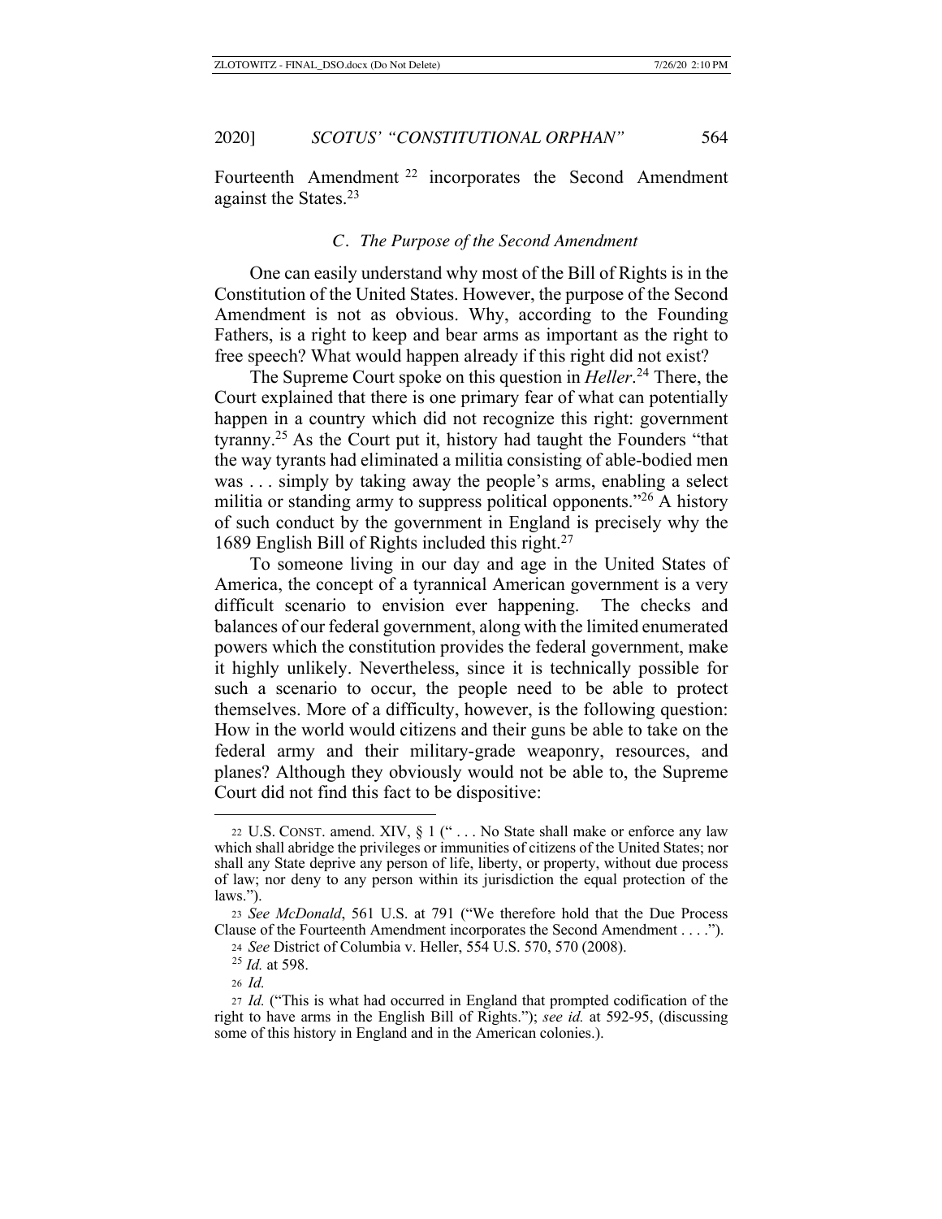Fourteenth Amendment [22] incorporates the Second Amendment against the States.[23]

### *C. The Purpose of the Second Amendment*

One can easily understand why most of the Bill of Rights is in the Constitution of the United States. However, the purpose of the Second Amendment is not as obvious. Why, according to the Founding Fathers, is a right to keep and bear arms as important as the right to free speech? What would happen already if this right did not exist?

The Supreme Court spoke on this question in *Heller*.[24] There, the Court explained that there is one primary fear of what can potentially happen in a country which did not recognize this right: government tyranny.[25] As the Court put it, history had taught the Founders "that the way tyrants had eliminated a militia consisting of able-bodied men was . . . simply by taking away the people's arms, enabling a select militia or standing army to suppress political opponents."[26] A history of such conduct by the government in England is precisely why the 1689 English Bill of Rights included this right.[27]

To someone living in our day and age in the United States of America, the concept of a tyrannical American government is a very difficult scenario to envision ever happening. The checks and balances of our federal government, along with the limited enumerated powers which the constitution provides the federal government, make it highly unlikely. Nevertheless, since it is technically possible for such a scenario to occur, the people need to be able to protect themselves. More of a difficulty, however, is the following question: How in the world would citizens and their guns be able to take on the federal army and their military-grade weaponry, resources, and planes? Although they obviously would not be able to, the Supreme Court did not find this fact to be dispositive:

---

22 U.S. CONST. amend. XIV, § 1 (" . . . No State shall make or enforce any law which shall abridge the privileges or immunities of citizens of the United States; nor shall any State deprive any person of life, liberty, or property, without due process of law; nor deny to any person within its jurisdiction the equal protection of the laws.").

23 *See McDonald*, 561 U.S. at 791 ("We therefore hold that the Due Process Clause of the Fourteenth Amendment incorporates the Second Amendment . . . .").

24 *See* District of Columbia v. Heller, 554 U.S. 570, 570 (2008).

25 *Id.* at 598.

26 *Id.*

27 *Id.* ("This is what had occurred in England that prompted codification of the right to have arms in the English Bill of Rights."); *see id.* at 592-95, (discussing some of this history in England and in the American colonies.).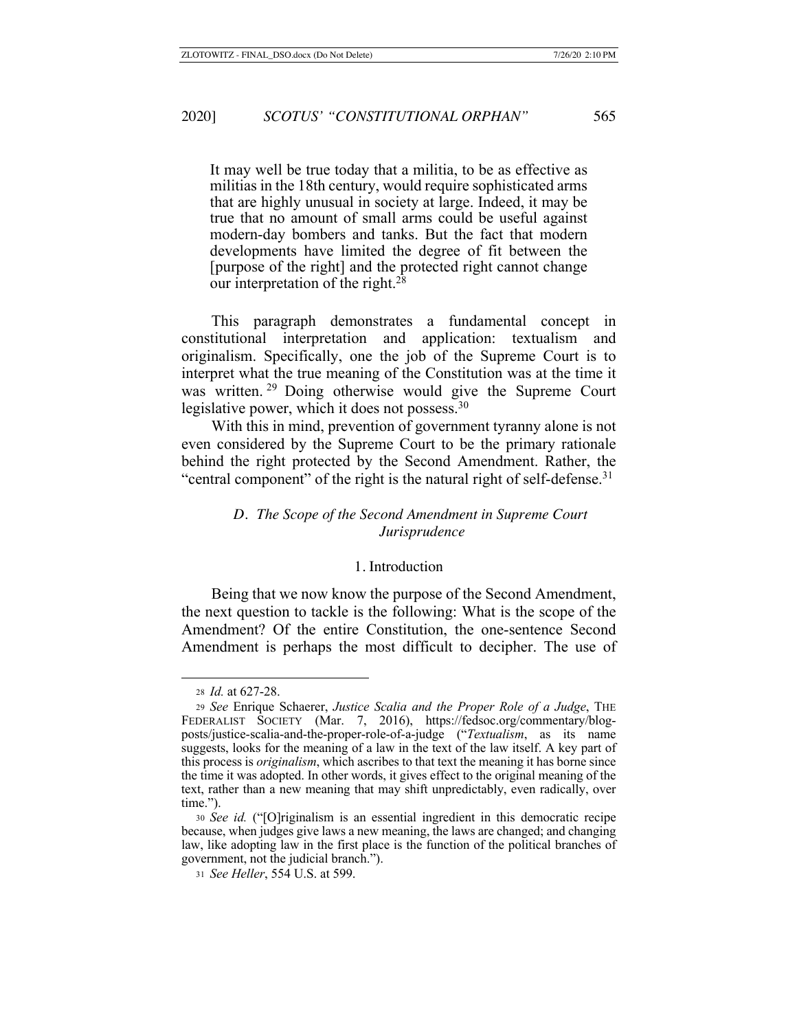> It may well be true today that a militia, to be as effective as militias in the 18th century, would require sophisticated arms that are highly unusual in society at large. Indeed, it may be true that no amount of small arms could be useful against modern-day bombers and tanks. But the fact that modern developments have limited the degree of fit between the [purpose of the right] and the protected right cannot change our interpretation of the right.[28]

This paragraph demonstrates a fundamental concept in constitutional interpretation and application: textualism and originalism. Specifically, one the job of the Supreme Court is to interpret what the true meaning of the Constitution was at the time it was written.[29] Doing otherwise would give the Supreme Court legislative power, which it does not possess.[30]

With this in mind, prevention of government tyranny alone is not even considered by the Supreme Court to be the primary rationale behind the right protected by the Second Amendment. Rather, the "central component" of the right is the natural right of self-defense.[31]

### *D. The Scope of the Second Amendment in Supreme Court Jurisprudence*

#### 1. Introduction

Being that we now know the purpose of the Second Amendment, the next question to tackle is the following: What is the scope of the Amendment? Of the entire Constitution, the one-sentence Second Amendment is perhaps the most difficult to decipher. The use of

---

[28] *Id.* at 627-28.

[29] *See* Enrique Schaerer, *Justice Scalia and the Proper Role of a Judge*, THE FEDERALIST SOCIETY (Mar. 7, 2016), https://fedsoc.org/commentary/blog-posts/justice-scalia-and-the-proper-role-of-a-judge ("*Textualism*, as its name suggests, looks for the meaning of a law in the text of the law itself. A key part of this process is *originalism*, which ascribes to that text the meaning it has borne since the time it was adopted. In other words, it gives effect to the original meaning of the text, rather than a new meaning that may shift unpredictably, even radically, over time.").

[30] *See id.* ("[O]riginalism is an essential ingredient in this democratic recipe because, when judges give laws a new meaning, the laws are changed; and changing law, like adopting law in the first place is the function of the political branches of government, not the judicial branch.").

[31] *See Heller*, 554 U.S. at 599.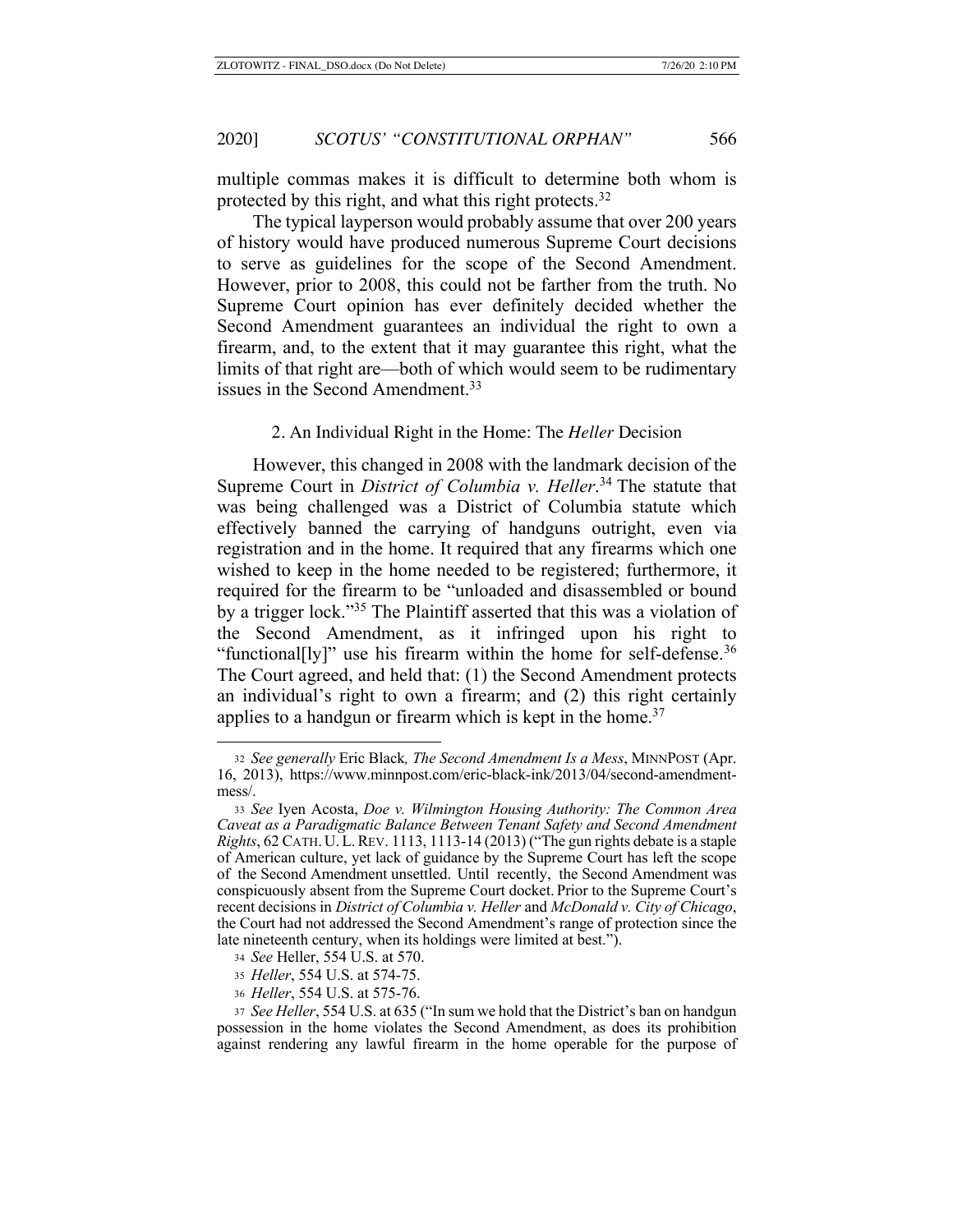multiple commas makes it is difficult to determine both whom is protected by this right, and what this right protects.[32]

The typical layperson would probably assume that over 200 years of history would have produced numerous Supreme Court decisions to serve as guidelines for the scope of the Second Amendment. However, prior to 2008, this could not be farther from the truth. No Supreme Court opinion has ever definitely decided whether the Second Amendment guarantees an individual the right to own a firearm, and, to the extent that it may guarantee this right, what the limits of that right are—both of which would seem to be rudimentary issues in the Second Amendment.[33]

### 2. An Individual Right in the Home: The *Heller* Decision

However, this changed in 2008 with the landmark decision of the Supreme Court in *District of Columbia v. Heller*.[34] The statute that was being challenged was a District of Columbia statute which effectively banned the carrying of handguns outright, even via registration and in the home. It required that any firearms which one wished to keep in the home needed to be registered; furthermore, it required for the firearm to be "unloaded and disassembled or bound by a trigger lock."[35] The Plaintiff asserted that this was a violation of the Second Amendment, as it infringed upon his right to "functional[ly]" use his firearm within the home for self-defense.[36] The Court agreed, and held that: (1) the Second Amendment protects an individual's right to own a firearm; and (2) this right certainly applies to a handgun or firearm which is kept in the home.[37]

---

32 *See generally* Eric Black, *The Second Amendment Is a Mess*, MINNPOST (Apr. 16, 2013), https://www.minnpost.com/eric-black-ink/2013/04/second-amendment-mess/.

33 *See* Iyen Acosta, *Doe v. Wilmington Housing Authority: The Common Area Caveat as a Paradigmatic Balance Between Tenant Safety and Second Amendment Rights*, 62 CATH. U. L. REV. 1113, 1113-14 (2013) ("The gun rights debate is a staple of American culture, yet lack of guidance by the Supreme Court has left the scope of the Second Amendment unsettled. Until recently, the Second Amendment was conspicuously absent from the Supreme Court docket. Prior to the Supreme Court's recent decisions in *District of Columbia v. Heller* and *McDonald v. City of Chicago*, the Court had not addressed the Second Amendment's range of protection since the late nineteenth century, when its holdings were limited at best.").

34 *See* Heller, 554 U.S. at 570.

35 *Heller*, 554 U.S. at 574-75.

36 *Heller*, 554 U.S. at 575-76.

37 *See Heller*, 554 U.S. at 635 ("In sum we hold that the District's ban on handgun possession in the home violates the Second Amendment, as does its prohibition against rendering any lawful firearm in the home operable for the purpose of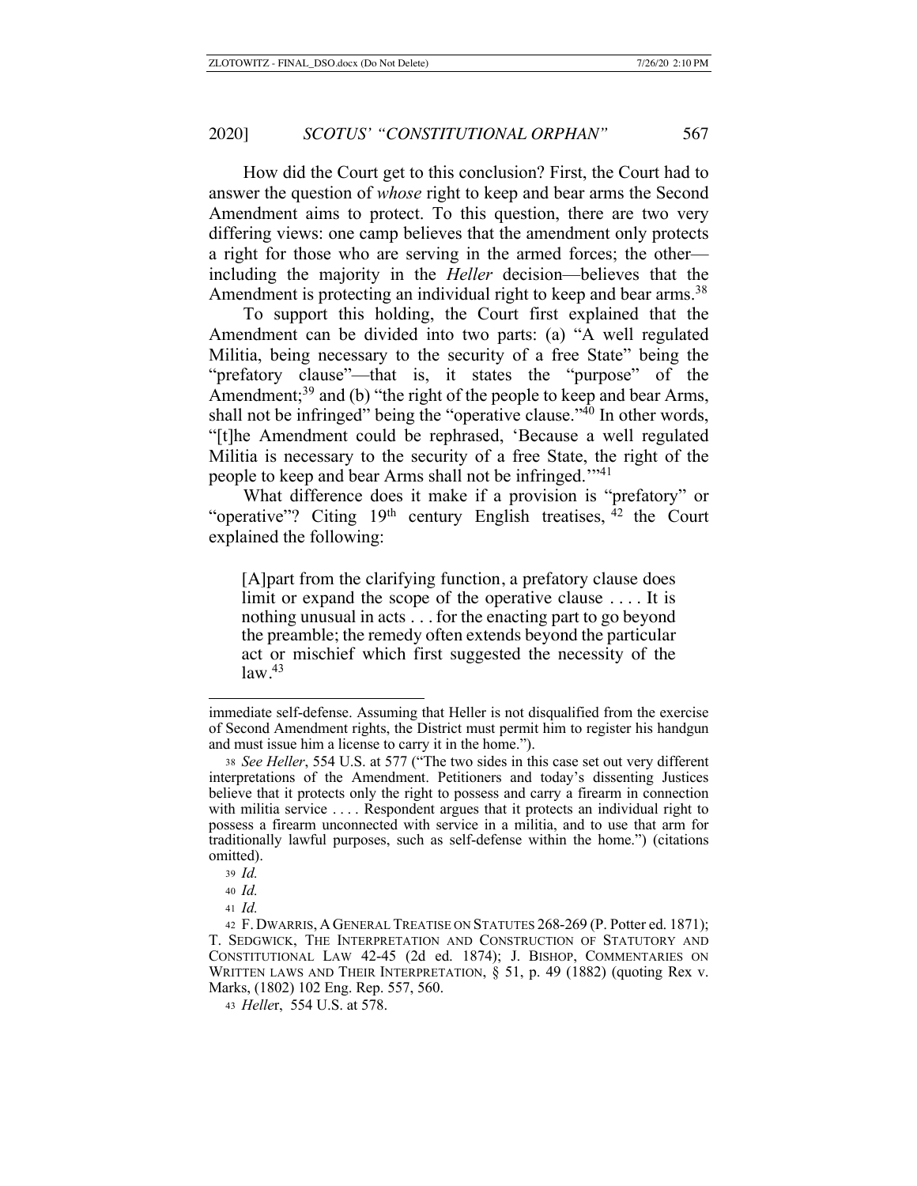How did the Court get to this conclusion? First, the Court had to answer the question of *whose* right to keep and bear arms the Second Amendment aims to protect. To this question, there are two very differing views: one camp believes that the amendment only protects a right for those who are serving in the armed forces; the other—including the majority in the *Heller* decision—believes that the Amendment is protecting an individual right to keep and bear arms.[38]

To support this holding, the Court first explained that the Amendment can be divided into two parts: (a) "A well regulated Militia, being necessary to the security of a free State" being the "prefatory clause"—that is, it states the "purpose" of the Amendment;[39] and (b) "the right of the people to keep and bear Arms, shall not be infringed" being the "operative clause."[40] In other words, "[t]he Amendment could be rephrased, 'Because a well regulated Militia is necessary to the security of a free State, the right of the people to keep and bear Arms shall not be infringed.'"[41]

What difference does it make if a provision is "prefatory" or "operative"? Citing 19th century English treatises,[42] the Court explained the following:

> [A]part from the clarifying function, a prefatory clause does limit or expand the scope of the operative clause . . . . It is nothing unusual in acts . . . for the enacting part to go beyond the preamble; the remedy often extends beyond the particular act or mischief which first suggested the necessity of the law.[43]

---

immediate self-defense. Assuming that Heller is not disqualified from the exercise of Second Amendment rights, the District must permit him to register his handgun and must issue him a license to carry it in the home.").

[38] *See Heller*, 554 U.S. at 577 ("The two sides in this case set out very different interpretations of the Amendment. Petitioners and today's dissenting Justices believe that it protects only the right to possess and carry a firearm in connection with militia service . . . . Respondent argues that it protects an individual right to possess a firearm unconnected with service in a militia, and to use that arm for traditionally lawful purposes, such as self-defense within the home.") (citations omitted).

[39] *Id.*

[40] *Id.*

[41] *Id.*

[42] F. DWARRIS, A GENERAL TREATISE ON STATUTES 268-269 (P. Potter ed. 1871); T. SEDGWICK, THE INTERPRETATION AND CONSTRUCTION OF STATUTORY AND CONSTITUTIONAL LAW 42-45 (2d ed. 1874); J. BISHOP, COMMENTARIES ON WRITTEN LAWS AND THEIR INTERPRETATION, § 51, p. 49 (1882) (quoting Rex v. Marks, (1802) 102 Eng. Rep. 557, 560.

[43] *Heller*, 554 U.S. at 578.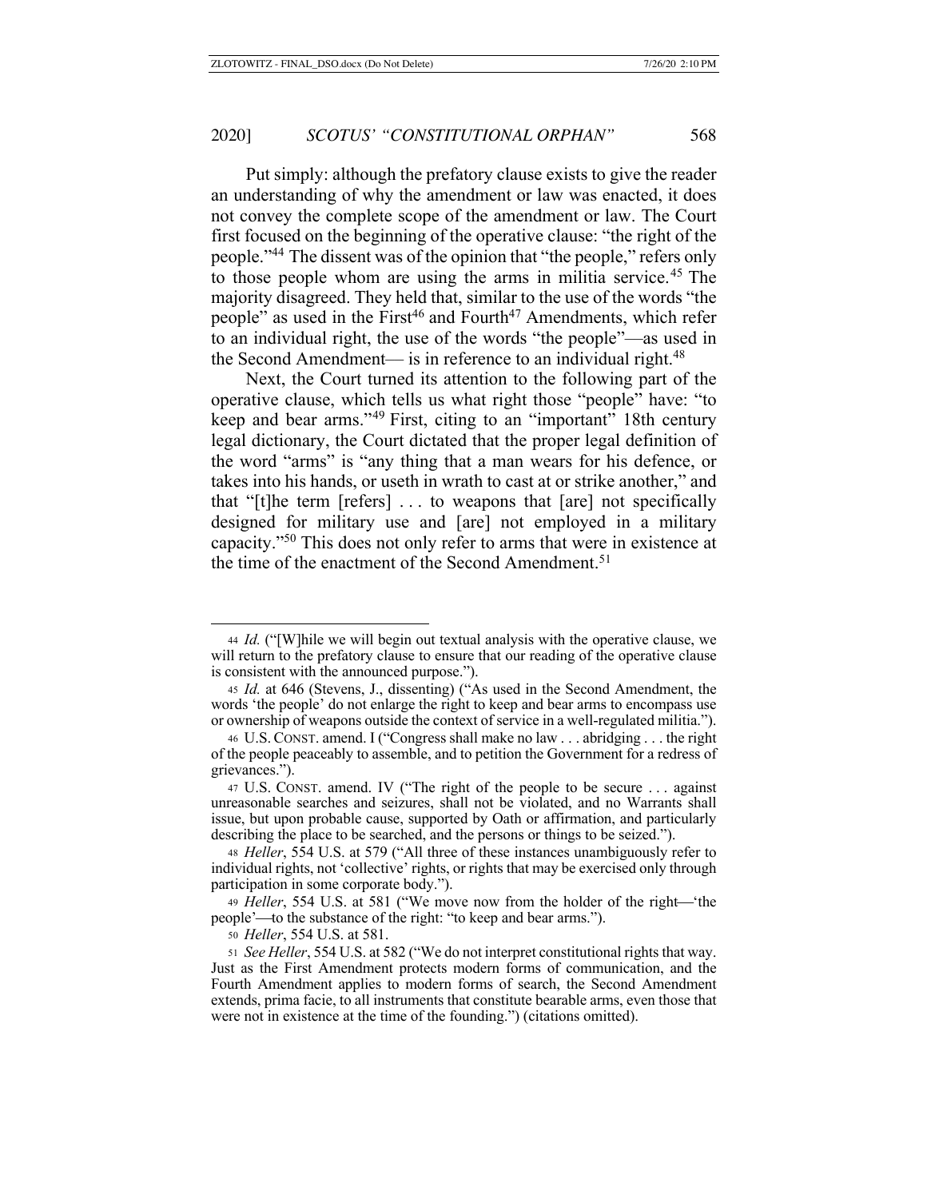Put simply: although the prefatory clause exists to give the reader an understanding of why the amendment or law was enacted, it does not convey the complete scope of the amendment or law. The Court first focused on the beginning of the operative clause: "the right of the people."[44] The dissent was of the opinion that "the people," refers only to those people whom are using the arms in militia service.[45] The majority disagreed. They held that, similar to the use of the words "the people" as used in the First[46] and Fourth[47] Amendments, which refer to an individual right, the use of the words "the people"—as used in the Second Amendment— is in reference to an individual right.[48]

Next, the Court turned its attention to the following part of the operative clause, which tells us what right those "people" have: "to keep and bear arms."[49] First, citing to an "important" 18th century legal dictionary, the Court dictated that the proper legal definition of the word "arms" is "any thing that a man wears for his defence, or takes into his hands, or useth in wrath to cast at or strike another," and that "[t]he term [refers] . . . to weapons that [are] not specifically designed for military use and [are] not employed in a military capacity."[50] This does not only refer to arms that were in existence at the time of the enactment of the Second Amendment.[51]

---

44 *Id.* ("[W]hile we will begin out textual analysis with the operative clause, we will return to the prefatory clause to ensure that our reading of the operative clause is consistent with the announced purpose.").

45 *Id.* at 646 (Stevens, J., dissenting) ("As used in the Second Amendment, the words 'the people' do not enlarge the right to keep and bear arms to encompass use or ownership of weapons outside the context of service in a well-regulated militia.").

46 U.S. CONST. amend. I ("Congress shall make no law . . . abridging . . . the right of the people peaceably to assemble, and to petition the Government for a redress of grievances.").

47 U.S. CONST. amend. IV ("The right of the people to be secure . . . against unreasonable searches and seizures, shall not be violated, and no Warrants shall issue, but upon probable cause, supported by Oath or affirmation, and particularly describing the place to be searched, and the persons or things to be seized.").

48 *Heller*, 554 U.S. at 579 ("All three of these instances unambiguously refer to individual rights, not 'collective' rights, or rights that may be exercised only through participation in some corporate body.").

49 *Heller*, 554 U.S. at 581 ("We move now from the holder of the right—'the people'—to the substance of the right: "to keep and bear arms.").

50 *Heller*, 554 U.S. at 581.

51 *See Heller*, 554 U.S. at 582 ("We do not interpret constitutional rights that way. Just as the First Amendment protects modern forms of communication, and the Fourth Amendment applies to modern forms of search, the Second Amendment extends, prima facie, to all instruments that constitute bearable arms, even those that were not in existence at the time of the founding.") (citations omitted).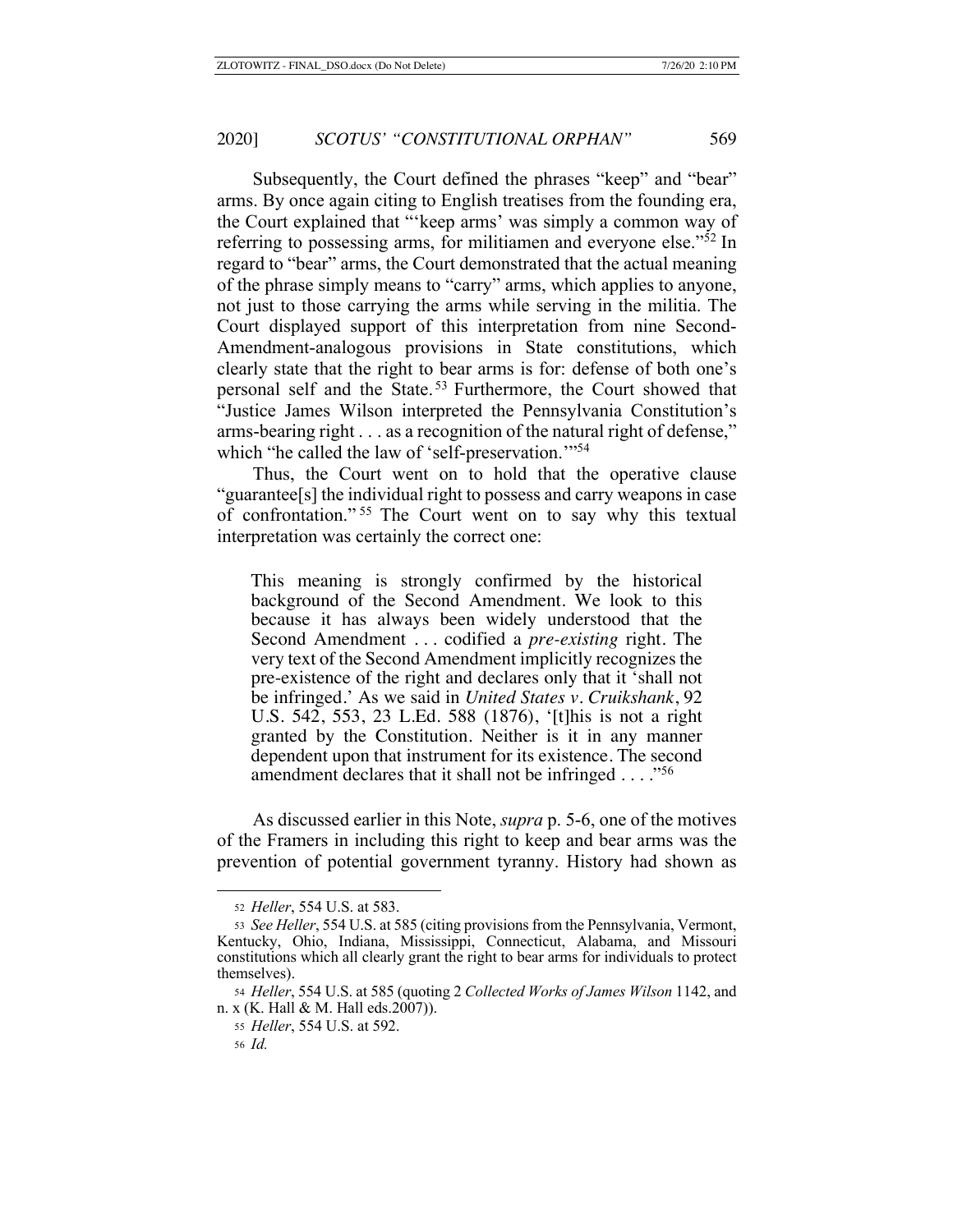Subsequently, the Court defined the phrases "keep" and "bear" arms. By once again citing to English treatises from the founding era, the Court explained that "'keep arms' was simply a common way of referring to possessing arms, for militiamen and everyone else."[52] In regard to "bear" arms, the Court demonstrated that the actual meaning of the phrase simply means to "carry" arms, which applies to anyone, not just to those carrying the arms while serving in the militia. The Court displayed support of this interpretation from nine Second-Amendment-analogous provisions in State constitutions, which clearly state that the right to bear arms is for: defense of both one's personal self and the State.[53] Furthermore, the Court showed that "Justice James Wilson interpreted the Pennsylvania Constitution's arms-bearing right . . . as a recognition of the natural right of defense," which "he called the law of 'self-preservation.'"[54]

Thus, the Court went on to hold that the operative clause "guarantee[s] the individual right to possess and carry weapons in case of confrontation."[55] The Court went on to say why this textual interpretation was certainly the correct one:

> This meaning is strongly confirmed by the historical background of the Second Amendment. We look to this because it has always been widely understood that the Second Amendment . . . codified a *pre-existing* right. The very text of the Second Amendment implicitly recognizes the pre-existence of the right and declares only that it 'shall not be infringed.' As we said in *United States v. Cruikshank*, 92 U.S. 542, 553, 23 L.Ed. 588 (1876), '[t]his is not a right granted by the Constitution. Neither is it in any manner dependent upon that instrument for its existence. The second amendment declares that it shall not be infringed . . . ."[56]

As discussed earlier in this Note, *supra* p. 5-6, one of the motives of the Framers in including this right to keep and bear arms was the prevention of potential government tyranny. History had shown as

---

[52] *Heller*, 554 U.S. at 583.

[53] *See Heller*, 554 U.S. at 585 (citing provisions from the Pennsylvania, Vermont, Kentucky, Ohio, Indiana, Mississippi, Connecticut, Alabama, and Missouri constitutions which all clearly grant the right to bear arms for individuals to protect themselves).

[54] *Heller*, 554 U.S. at 585 (quoting 2 *Collected Works of James Wilson* 1142, and n. x (K. Hall & M. Hall eds.2007)).

[55] *Heller*, 554 U.S. at 592.

[56] *Id.*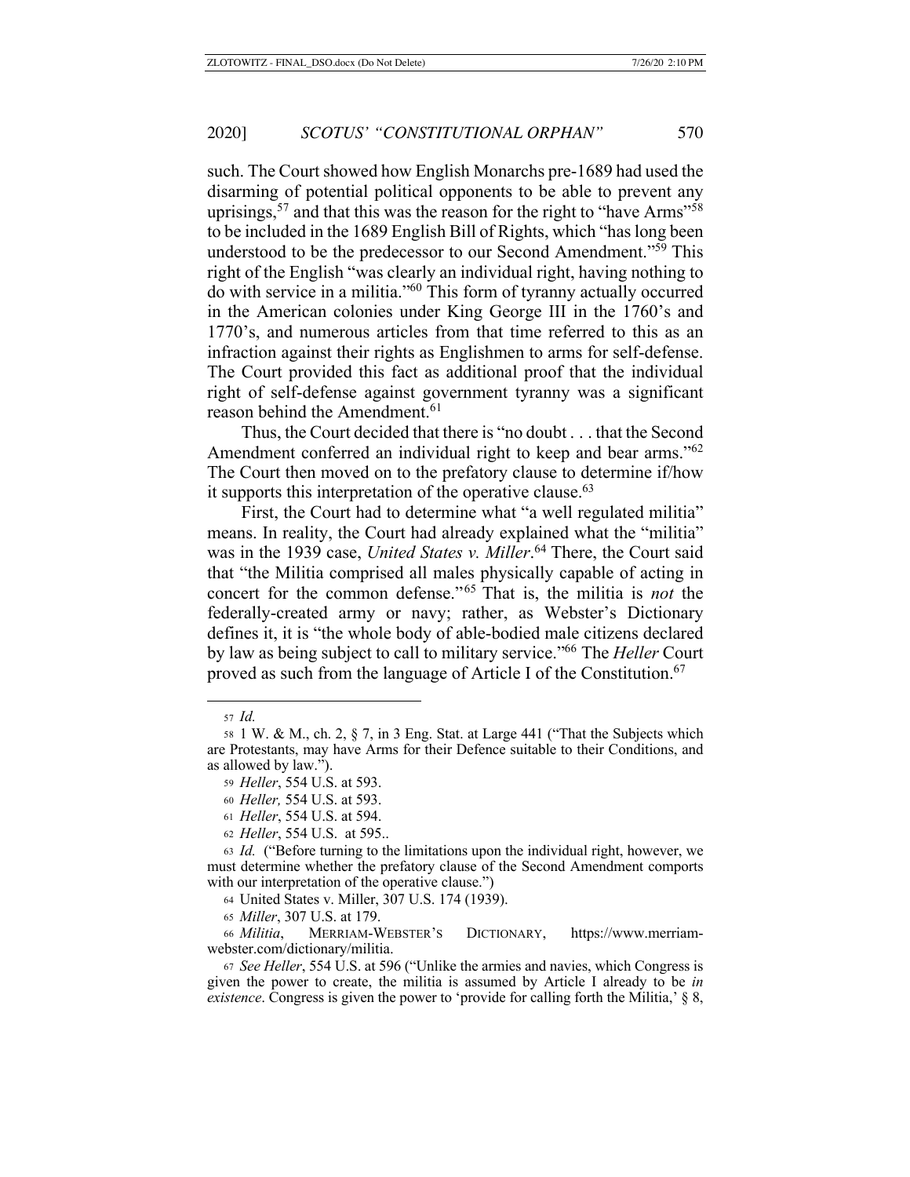such. The Court showed how English Monarchs pre-1689 had used the disarming of potential political opponents to be able to prevent any uprisings,[57] and that this was the reason for the right to "have Arms"[58] to be included in the 1689 English Bill of Rights, which "has long been understood to be the predecessor to our Second Amendment."[59] This right of the English "was clearly an individual right, having nothing to do with service in a militia."[60] This form of tyranny actually occurred in the American colonies under King George III in the 1760's and 1770's, and numerous articles from that time referred to this as an infraction against their rights as Englishmen to arms for self-defense. The Court provided this fact as additional proof that the individual right of self-defense against government tyranny was a significant reason behind the Amendment.[61]

Thus, the Court decided that there is "no doubt . . . that the Second Amendment conferred an individual right to keep and bear arms."[62] The Court then moved on to the prefatory clause to determine if/how it supports this interpretation of the operative clause.[63]

First, the Court had to determine what "a well regulated militia" means. In reality, the Court had already explained what the "militia" was in the 1939 case, *United States v. Miller*.[64] There, the Court said that "the Militia comprised all males physically capable of acting in concert for the common defense."[65] That is, the militia is *not* the federally-created army or navy; rather, as Webster's Dictionary defines it, it is "the whole body of able-bodied male citizens declared by law as being subject to call to military service."[66] The *Heller* Court proved as such from the language of Article I of the Constitution.[67]

---

57 *Id.*

58 1 W. & M., ch. 2, § 7, in 3 Eng. Stat. at Large 441 ("That the Subjects which are Protestants, may have Arms for their Defence suitable to their Conditions, and as allowed by law.").

59 *Heller*, 554 U.S. at 593.

60 *Heller,* 554 U.S. at 593.

61 *Heller*, 554 U.S. at 594.

62 *Heller*, 554 U.S. at 595..

63 *Id.* ("Before turning to the limitations upon the individual right, however, we must determine whether the prefatory clause of the Second Amendment comports with our interpretation of the operative clause.")

64 United States v. Miller, 307 U.S. 174 (1939).

65 *Miller*, 307 U.S. at 179.

66 *Militia*, MERRIAM-WEBSTER'S DICTIONARY, https://www.merriam-webster.com/dictionary/militia.

67 *See Heller*, 554 U.S. at 596 ("Unlike the armies and navies, which Congress is given the power to create, the militia is assumed by Article I already to be *in existence*. Congress is given the power to 'provide for calling forth the Militia,' § 8,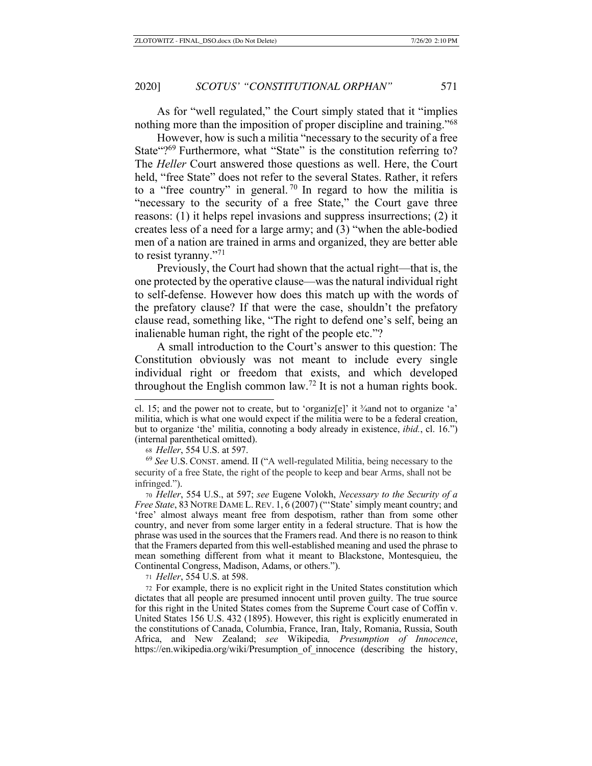As for "well regulated," the Court simply stated that it "implies nothing more than the imposition of proper discipline and training."[68]

However, how is such a militia "necessary to the security of a free State"?[69] Furthermore, what "State" is the constitution referring to? The *Heller* Court answered those questions as well. Here, the Court held, "free State" does not refer to the several States. Rather, it refers to a "free country" in general.[70] In regard to how the militia is "necessary to the security of a free State," the Court gave three reasons: (1) it helps repel invasions and suppress insurrections; (2) it creates less of a need for a large army; and (3) "when the able-bodied men of a nation are trained in arms and organized, they are better able to resist tyranny."[71]

Previously, the Court had shown that the actual right—that is, the one protected by the operative clause—was the natural individual right to self-defense. However how does this match up with the words of the prefatory clause? If that were the case, shouldn't the prefatory clause read, something like, "The right to defend one's self, being an inalienable human right, the right of the people etc."?

A small introduction to the Court's answer to this question: The Constitution obviously was not meant to include every single individual right or freedom that exists, and which developed throughout the English common law.[72] It is not a human rights book.

---

cl. 15; and the power not to create, but to 'organiz[e]' it ¾and not to organize 'a' militia, which is what one would expect if the militia were to be a federal creation, but to organize 'the' militia, connoting a body already in existence, *ibid.*, cl. 16.") (internal parenthetical omitted).

[68] *Heller*, 554 U.S. at 597.

[69] *See* U.S. CONST. amend. II ("A well-regulated Militia, being necessary to the security of a free State, the right of the people to keep and bear Arms, shall not be infringed.").

[70] *Heller*, 554 U.S., at 597; *see* Eugene Volokh, *Necessary to the Security of a Free State*, 83 NOTRE DAME L. REV. 1, 6 (2007) ("'State' simply meant country; and 'free' almost always meant free from despotism, rather than from some other country, and never from some larger entity in a federal structure. That is how the phrase was used in the sources that the Framers read. And there is no reason to think that the Framers departed from this well-established meaning and used the phrase to mean something different from what it meant to Blackstone, Montesquieu, the Continental Congress, Madison, Adams, or others.").

[71] *Heller*, 554 U.S. at 598.

[72] For example, there is no explicit right in the United States constitution which dictates that all people are presumed innocent until proven guilty. The true source for this right in the United States comes from the Supreme Court case of Coffin v. United States 156 U.S. 432 (1895). However, this right is explicitly enumerated in the constitutions of Canada, Columbia, France, Iran, Italy, Romania, Russia, South Africa, and New Zealand; *see* Wikipedia*, Presumption of Innocence*, https://en.wikipedia.org/wiki/Presumption_of_innocence (describing the history,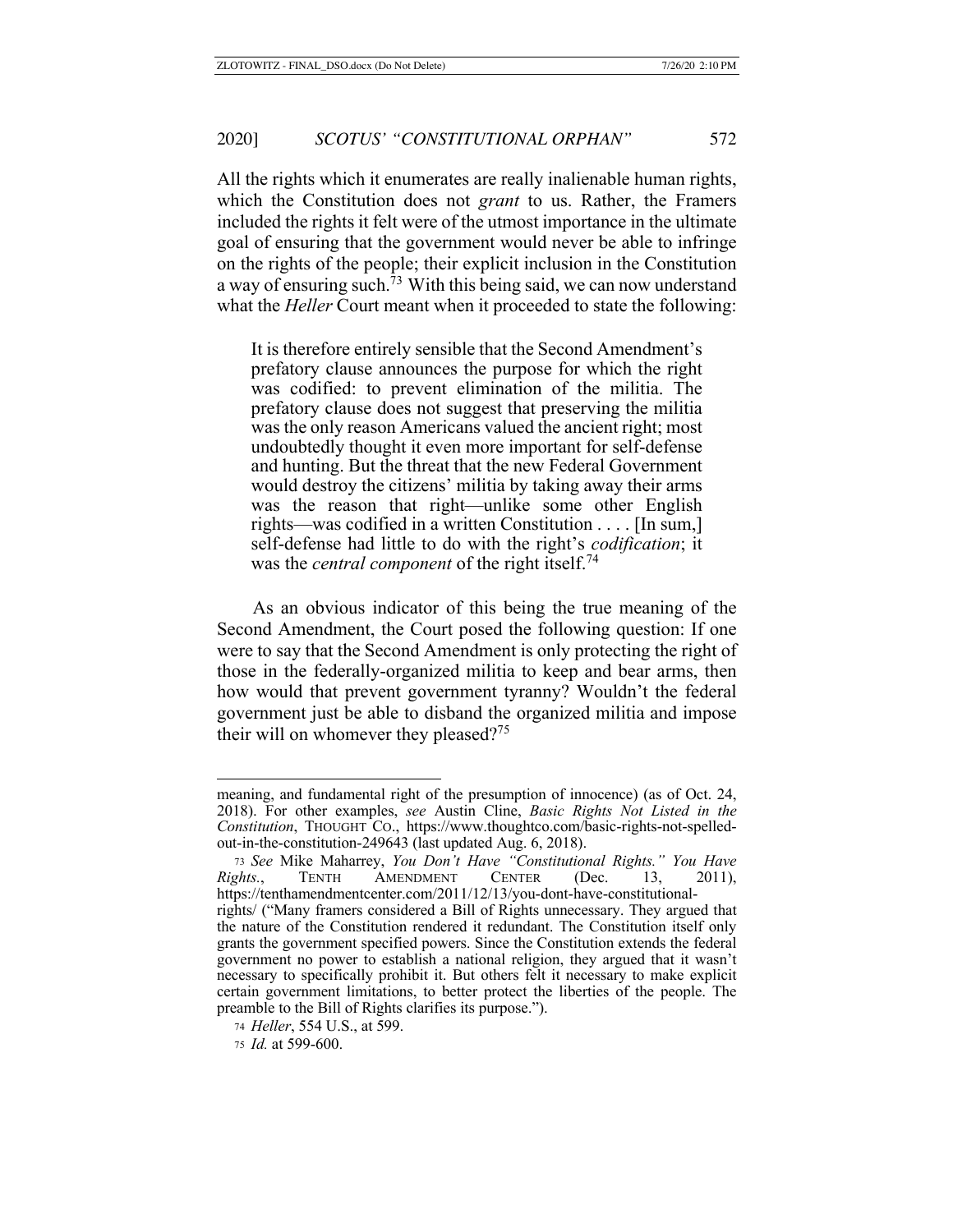All the rights which it enumerates are really inalienable human rights, which the Constitution does not *grant* to us. Rather, the Framers included the rights it felt were of the utmost importance in the ultimate goal of ensuring that the government would never be able to infringe on the rights of the people; their explicit inclusion in the Constitution a way of ensuring such.[73] With this being said, we can now understand what the *Heller* Court meant when it proceeded to state the following:

> It is therefore entirely sensible that the Second Amendment's prefatory clause announces the purpose for which the right was codified: to prevent elimination of the militia. The prefatory clause does not suggest that preserving the militia was the only reason Americans valued the ancient right; most undoubtedly thought it even more important for self-defense and hunting. But the threat that the new Federal Government would destroy the citizens' militia by taking away their arms was the reason that right—unlike some other English rights—was codified in a written Constitution . . . . [In sum,] self-defense had little to do with the right's *codification*; it was the *central component* of the right itself.[74]

As an obvious indicator of this being the true meaning of the Second Amendment, the Court posed the following question: If one were to say that the Second Amendment is only protecting the right of those in the federally-organized militia to keep and bear arms, then how would that prevent government tyranny? Wouldn't the federal government just be able to disband the organized militia and impose their will on whomever they pleased?[75]

---

meaning, and fundamental right of the presumption of innocence) (as of Oct. 24, 2018). For other examples, *see* Austin Cline, *Basic Rights Not Listed in the Constitution*, THOUGHT CO., https://www.thoughtco.com/basic-rights-not-spelled-out-in-the-constitution-249643 (last updated Aug. 6, 2018).

[73] *See* Mike Maharrey, *You Don't Have "Constitutional Rights." You Have Rights.*, TENTH AMENDMENT CENTER (Dec. 13, 2011), https://tenthamendmentcenter.com/2011/12/13/you-dont-have-constitutional-rights/ ("Many framers considered a Bill of Rights unnecessary. They argued that the nature of the Constitution rendered it redundant. The Constitution itself only grants the government specified powers. Since the Constitution extends the federal government no power to establish a national religion, they argued that it wasn't necessary to specifically prohibit it. But others felt it necessary to make explicit certain government limitations, to better protect the liberties of the people. The preamble to the Bill of Rights clarifies its purpose.").

[74] *Heller*, 554 U.S., at 599.

[75] *Id.* at 599-600.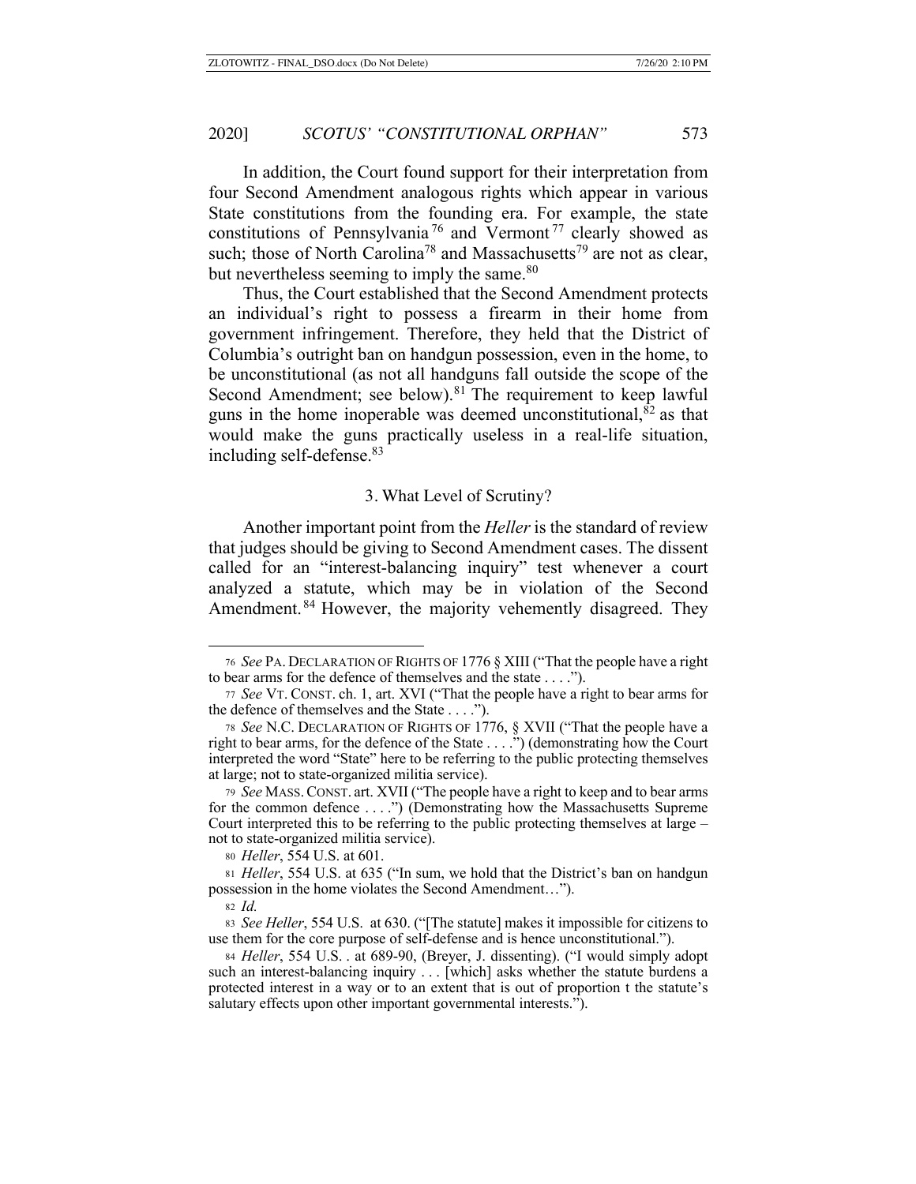In addition, the Court found support for their interpretation from four Second Amendment analogous rights which appear in various State constitutions from the founding era. For example, the state constitutions of Pennsylvania[76] and Vermont[77] clearly showed as such; those of North Carolina[78] and Massachusetts[79] are not as clear, but nevertheless seeming to imply the same.[80]

Thus, the Court established that the Second Amendment protects an individual's right to possess a firearm in their home from government infringement. Therefore, they held that the District of Columbia's outright ban on handgun possession, even in the home, to be unconstitutional (as not all handguns fall outside the scope of the Second Amendment; see below).[81] The requirement to keep lawful guns in the home inoperable was deemed unconstitutional,[82] as that would make the guns practically useless in a real-life situation, including self-defense.[83]

### 3. What Level of Scrutiny?

Another important point from the *Heller* is the standard of review that judges should be giving to Second Amendment cases. The dissent called for an "interest-balancing inquiry" test whenever a court analyzed a statute, which may be in violation of the Second Amendment.[84] However, the majority vehemently disagreed. They

---

76 *See* PA. DECLARATION OF RIGHTS OF 1776 § XIII ("That the people have a right to bear arms for the defence of themselves and the state . . . .").

77 *See* VT. CONST. ch. 1, art. XVI ("That the people have a right to bear arms for the defence of themselves and the State . . . .").

78 *See* N.C. DECLARATION OF RIGHTS OF 1776, § XVII ("That the people have a right to bear arms, for the defence of the State . . . .") (demonstrating how the Court interpreted the word "State" here to be referring to the public protecting themselves at large; not to state-organized militia service).

79 *See* MASS. CONST. art. XVII ("The people have a right to keep and to bear arms for the common defence . . . .") (Demonstrating how the Massachusetts Supreme Court interpreted this to be referring to the public protecting themselves at large – not to state-organized militia service).

80 *Heller*, 554 U.S. at 601.

81 *Heller*, 554 U.S. at 635 ("In sum, we hold that the District's ban on handgun possession in the home violates the Second Amendment…").

82 *Id.*

83 *See Heller*, 554 U.S. at 630. ("[The statute] makes it impossible for citizens to use them for the core purpose of self-defense and is hence unconstitutional.").

84 *Heller*, 554 U.S. . at 689-90, (Breyer, J. dissenting). ("I would simply adopt such an interest-balancing inquiry . . . [which] asks whether the statute burdens a protected interest in a way or to an extent that is out of proportion t the statute's salutary effects upon other important governmental interests.").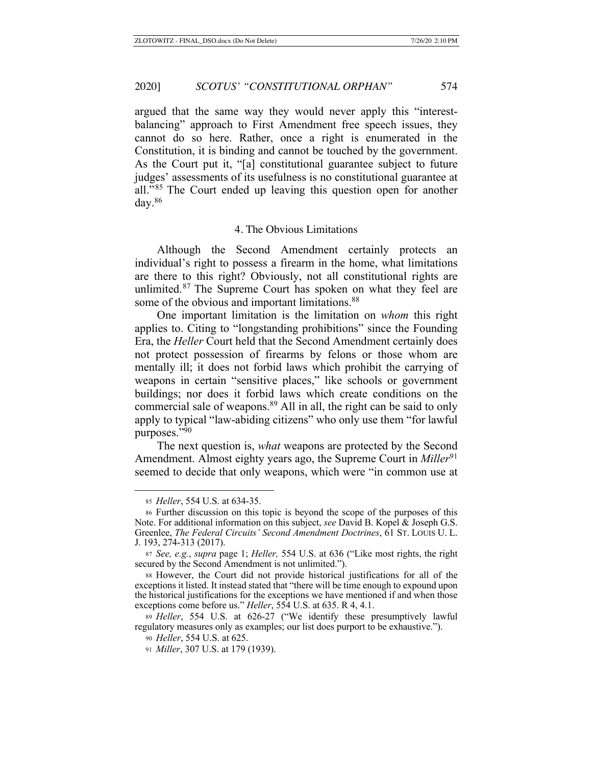argued that the same way they would never apply this "interest-balancing" approach to First Amendment free speech issues, they cannot do so here. Rather, once a right is enumerated in the Constitution, it is binding and cannot be touched by the government. As the Court put it, "[a] constitutional guarantee subject to future judges' assessments of its usefulness is no constitutional guarantee at all."[85] The Court ended up leaving this question open for another day.[86]

### 4. The Obvious Limitations

Although the Second Amendment certainly protects an individual's right to possess a firearm in the home, what limitations are there to this right? Obviously, not all constitutional rights are unlimited.[87] The Supreme Court has spoken on what they feel are some of the obvious and important limitations.[88]

One important limitation is the limitation on *whom* this right applies to. Citing to "longstanding prohibitions" since the Founding Era, the *Heller* Court held that the Second Amendment certainly does not protect possession of firearms by felons or those whom are mentally ill; it does not forbid laws which prohibit the carrying of weapons in certain "sensitive places," like schools or government buildings; nor does it forbid laws which create conditions on the commercial sale of weapons.[89] All in all, the right can be said to only apply to typical "law-abiding citizens" who only use them "for lawful purposes."[90]

The next question is, *what* weapons are protected by the Second Amendment. Almost eighty years ago, the Supreme Court in *Miller*[91] seemed to decide that only weapons, which were "in common use at

---

85 *Heller*, 554 U.S. at 634-35.

86 Further discussion on this topic is beyond the scope of the purposes of this Note. For additional information on this subject, *see* David B. Kopel & Joseph G.S. Greenlee, *The Federal Circuits' Second Amendment Doctrines*, 61 ST. LOUIS U. L. J. 193, 274-313 (2017).

87 *See, e.g.*, *supra* page 1; *Heller,* 554 U.S. at 636 ("Like most rights, the right secured by the Second Amendment is not unlimited.").

88 However, the Court did not provide historical justifications for all of the exceptions it listed. It instead stated that "there will be time enough to expound upon the historical justifications for the exceptions we have mentioned if and when those exceptions come before us." *Heller*, 554 U.S. at 635. R 4, 4.1.

89 *Heller*, 554 U.S. at 626-27 ("We identify these presumptively lawful regulatory measures only as examples; our list does purport to be exhaustive.").

90 *Heller*, 554 U.S. at 625.

91 *Miller*, 307 U.S. at 179 (1939).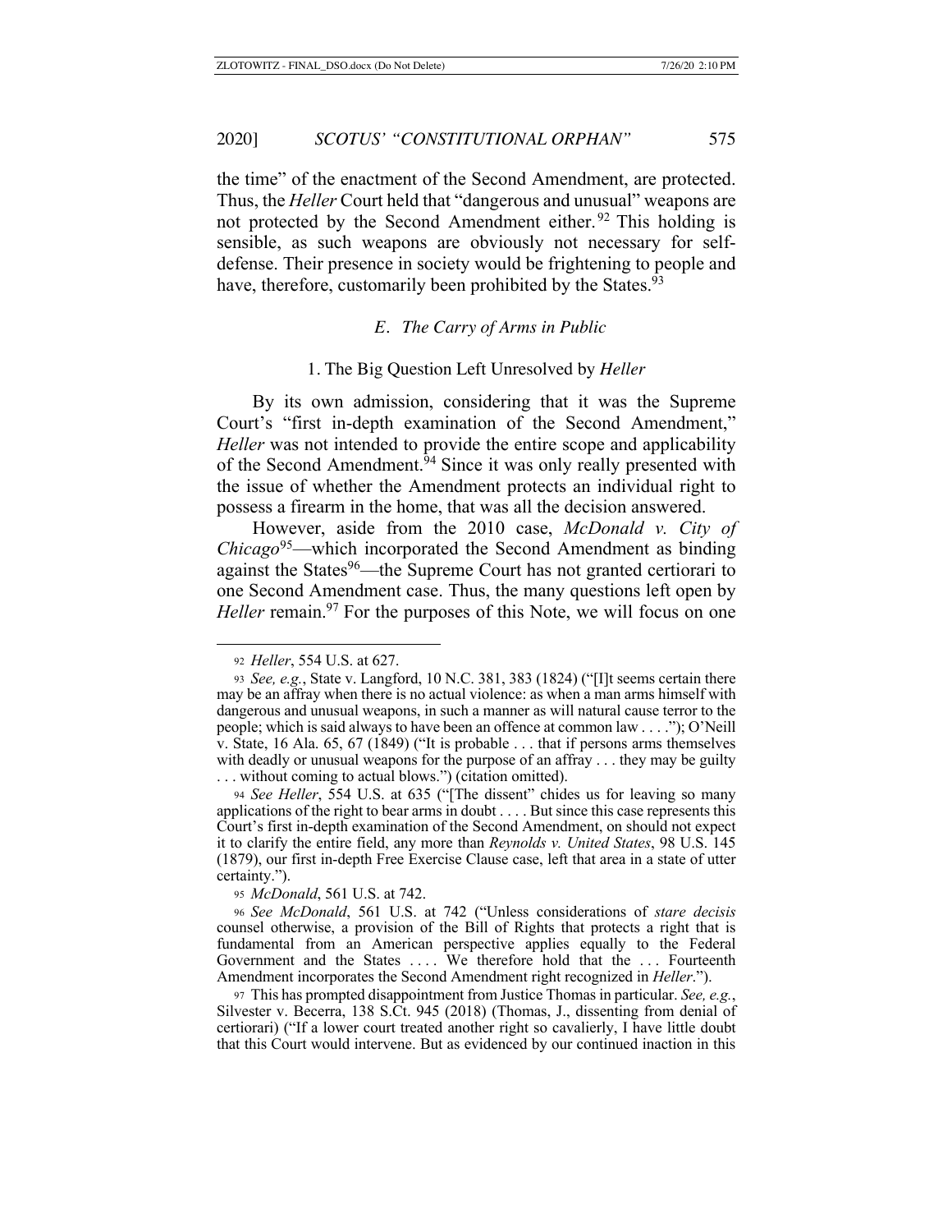the time" of the enactment of the Second Amendment, are protected. Thus, the *Heller* Court held that "dangerous and unusual" weapons are not protected by the Second Amendment either.[92] This holding is sensible, as such weapons are obviously not necessary for self-defense. Their presence in society would be frightening to people and have, therefore, customarily been prohibited by the States.[93]

### *E. The Carry of Arms in Public*

#### 1. The Big Question Left Unresolved by *Heller*

By its own admission, considering that it was the Supreme Court's "first in-depth examination of the Second Amendment," *Heller* was not intended to provide the entire scope and applicability of the Second Amendment.[94] Since it was only really presented with the issue of whether the Amendment protects an individual right to possess a firearm in the home, that was all the decision answered.

However, aside from the 2010 case, *McDonald v. City of Chicago*[95]—which incorporated the Second Amendment as binding against the States[96]—the Supreme Court has not granted certiorari to one Second Amendment case. Thus, the many questions left open by *Heller* remain.[97] For the purposes of this Note, we will focus on one

---

92 *Heller*, 554 U.S. at 627.

93 *See, e.g.*, State v. Langford, 10 N.C. 381, 383 (1824) ("[I]t seems certain there may be an affray when there is no actual violence: as when a man arms himself with dangerous and unusual weapons, in such a manner as will natural cause terror to the people; which is said always to have been an offence at common law . . . ."); O'Neill v. State, 16 Ala. 65, 67 (1849) ("It is probable . . . that if persons arms themselves with deadly or unusual weapons for the purpose of an affray . . . they may be guilty . . . without coming to actual blows.") (citation omitted).

94 *See Heller*, 554 U.S. at 635 ("[The dissent" chides us for leaving so many applications of the right to bear arms in doubt . . . . But since this case represents this Court's first in-depth examination of the Second Amendment, on should not expect it to clarify the entire field, any more than *Reynolds v. United States*, 98 U.S. 145 (1879), our first in-depth Free Exercise Clause case, left that area in a state of utter certainty.").

95 *McDonald*, 561 U.S. at 742.

96 *See McDonald*, 561 U.S. at 742 ("Unless considerations of *stare decisis* counsel otherwise, a provision of the Bill of Rights that protects a right that is fundamental from an American perspective applies equally to the Federal Government and the States . . . . We therefore hold that the . . . Fourteenth Amendment incorporates the Second Amendment right recognized in *Heller*.").

97 This has prompted disappointment from Justice Thomas in particular. *See, e.g.*, Silvester v. Becerra, 138 S.Ct. 945 (2018) (Thomas, J., dissenting from denial of certiorari) ("If a lower court treated another right so cavalierly, I have little doubt that this Court would intervene. But as evidenced by our continued inaction in this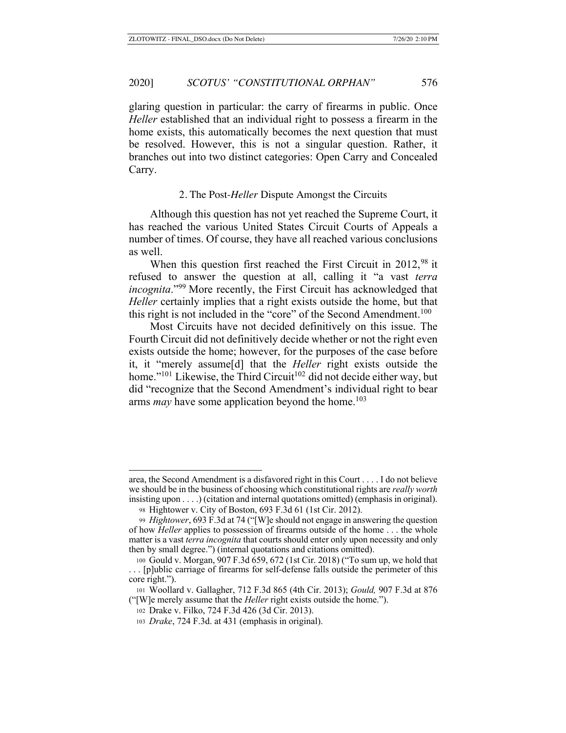glaring question in particular: the carry of firearms in public. Once *Heller* established that an individual right to possess a firearm in the home exists, this automatically becomes the next question that must be resolved. However, this is not a singular question. Rather, it branches out into two distinct categories: Open Carry and Concealed Carry.

### 2. The Post-*Heller* Dispute Amongst the Circuits

Although this question has not yet reached the Supreme Court, it has reached the various United States Circuit Courts of Appeals a number of times. Of course, they have all reached various conclusions as well.

When this question first reached the First Circuit in 2012,[98] it refused to answer the question at all, calling it "a vast *terra incognita*."[99] More recently, the First Circuit has acknowledged that *Heller* certainly implies that a right exists outside the home, but that this right is not included in the "core" of the Second Amendment.[100]

Most Circuits have not decided definitively on this issue. The Fourth Circuit did not definitively decide whether or not the right even exists outside the home; however, for the purposes of the case before it, it "merely assume[d] that the *Heller* right exists outside the home."[101] Likewise, the Third Circuit[102] did not decide either way, but did "recognize that the Second Amendment's individual right to bear arms *may* have some application beyond the home.[103]

---

area, the Second Amendment is a disfavored right in this Court . . . . I do not believe we should be in the business of choosing which constitutional rights are *really worth* insisting upon . . . .) (citation and internal quotations omitted) (emphasis in original).

98 Hightower v. City of Boston, 693 F.3d 61 (1st Cir. 2012).

99 *Hightower*, 693 F.3d at 74 ("[W]e should not engage in answering the question of how *Heller* applies to possession of firearms outside of the home . . . the whole matter is a vast *terra incognita* that courts should enter only upon necessity and only then by small degree.") (internal quotations and citations omitted).

100 Gould v. Morgan, 907 F.3d 659, 672 (1st Cir. 2018) ("To sum up, we hold that . . . [p]ublic carriage of firearms for self-defense falls outside the perimeter of this core right.").

101 Woollard v. Gallagher, 712 F.3d 865 (4th Cir. 2013); *Gould,* 907 F.3d at 876 ("[W]e merely assume that the *Heller* right exists outside the home.").

102 Drake v. Filko, 724 F.3d 426 (3d Cir. 2013).

103 *Drake*, 724 F.3d. at 431 (emphasis in original).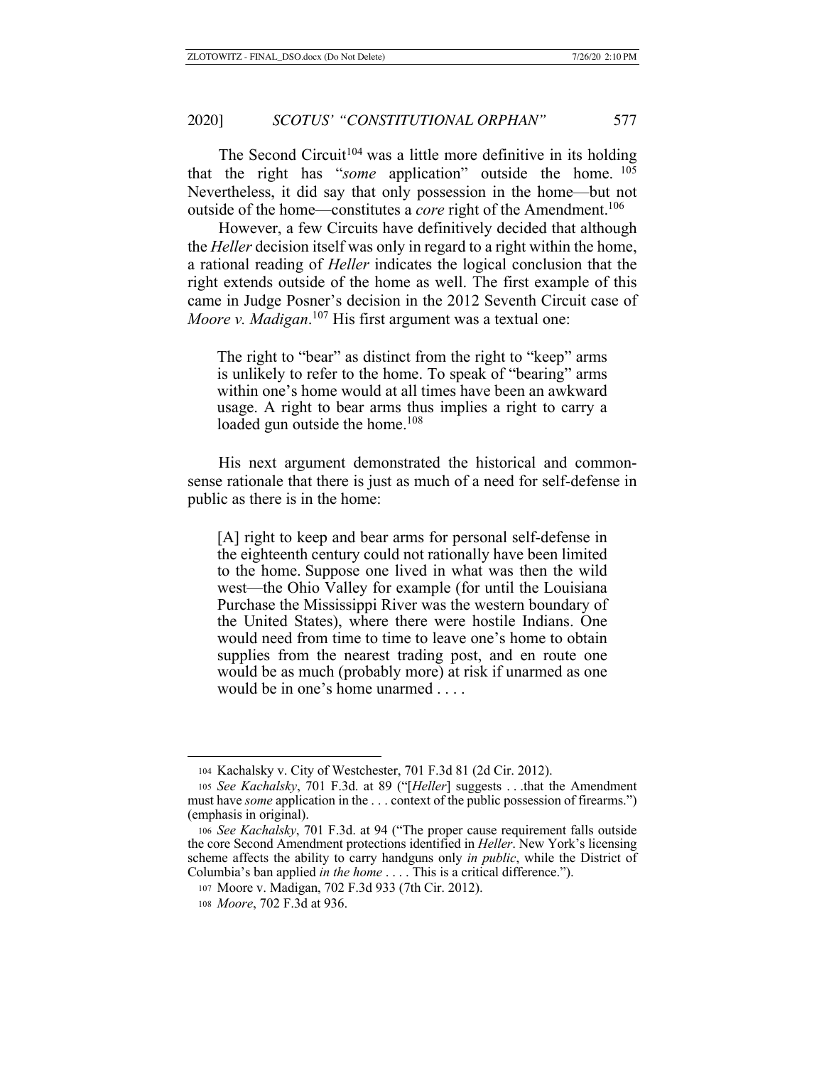The Second Circuit[104] was a little more definitive in its holding that the right has "*some* application" outside the home. [105] Nevertheless, it did say that only possession in the home—but not outside of the home—constitutes a *core* right of the Amendment.[106]

However, a few Circuits have definitively decided that although the *Heller* decision itself was only in regard to a right within the home, a rational reading of *Heller* indicates the logical conclusion that the right extends outside of the home as well. The first example of this came in Judge Posner's decision in the 2012 Seventh Circuit case of *Moore v. Madigan*.[107] His first argument was a textual one:

> The right to "bear" as distinct from the right to "keep" arms is unlikely to refer to the home. To speak of "bearing" arms within one's home would at all times have been an awkward usage. A right to bear arms thus implies a right to carry a loaded gun outside the home.[108]

His next argument demonstrated the historical and common-sense rationale that there is just as much of a need for self-defense in public as there is in the home:

> [A] right to keep and bear arms for personal self-defense in the eighteenth century could not rationally have been limited to the home. Suppose one lived in what was then the wild west—the Ohio Valley for example (for until the Louisiana Purchase the Mississippi River was the western boundary of the United States), where there were hostile Indians. One would need from time to time to leave one's home to obtain supplies from the nearest trading post, and en route one would be as much (probably more) at risk if unarmed as one would be in one's home unarmed . . . .

---

[104] Kachalsky v. City of Westchester, 701 F.3d 81 (2d Cir. 2012).

[105] *See Kachalsky*, 701 F.3d. at 89 ("[*Heller*] suggests . . .that the Amendment must have *some* application in the . . . context of the public possession of firearms.") (emphasis in original).

[106] *See Kachalsky*, 701 F.3d. at 94 ("The proper cause requirement falls outside the core Second Amendment protections identified in *Heller*. New York's licensing scheme affects the ability to carry handguns only *in public*, while the District of Columbia's ban applied *in the home* . . . . This is a critical difference.").

[107] Moore v. Madigan, 702 F.3d 933 (7th Cir. 2012).

[108] *Moore*, 702 F.3d at 936.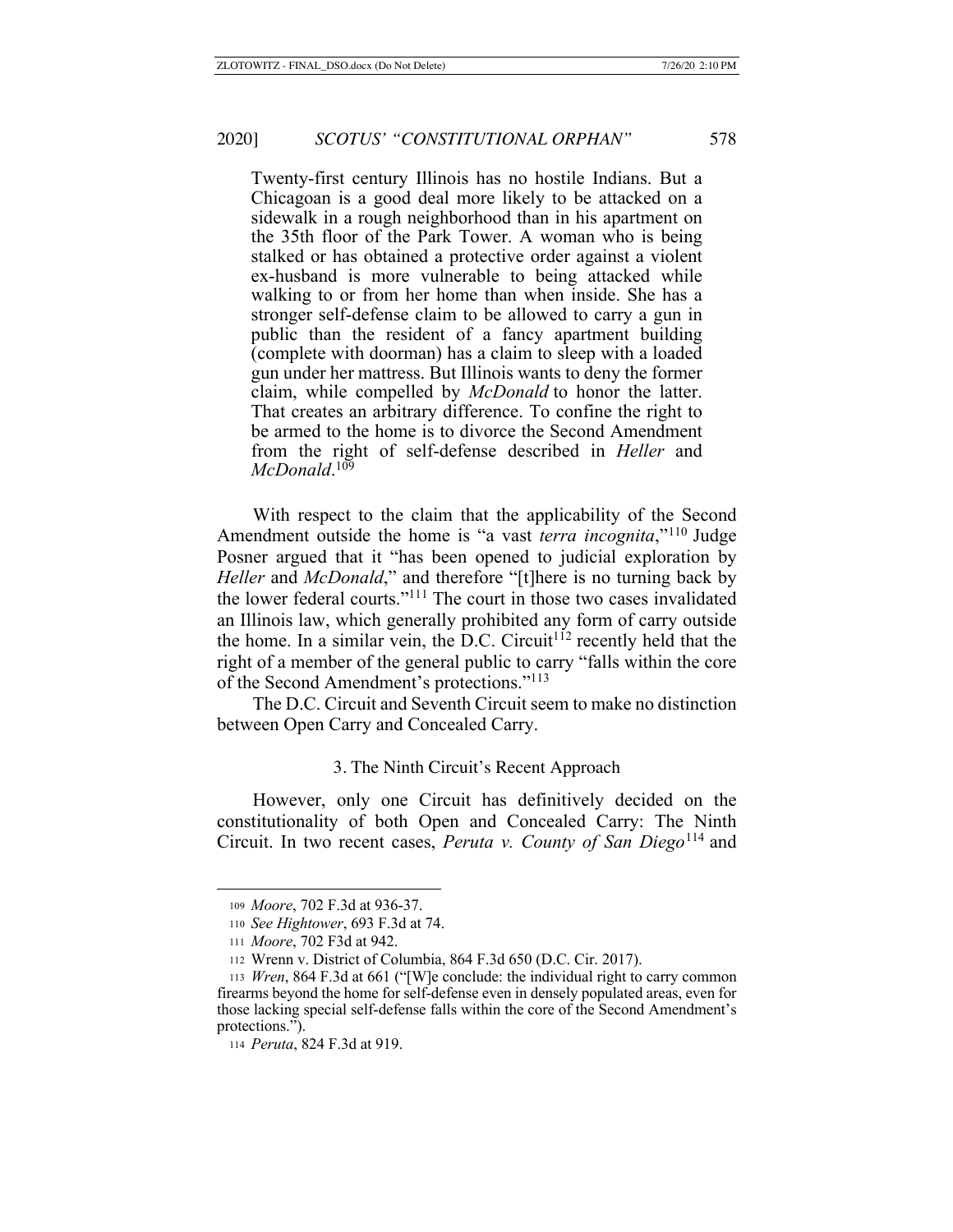> Twenty-first century Illinois has no hostile Indians. But a Chicagoan is a good deal more likely to be attacked on a sidewalk in a rough neighborhood than in his apartment on the 35th floor of the Park Tower. A woman who is being stalked or has obtained a protective order against a violent ex-husband is more vulnerable to being attacked while walking to or from her home than when inside. She has a stronger self-defense claim to be allowed to carry a gun in public than the resident of a fancy apartment building (complete with doorman) has a claim to sleep with a loaded gun under her mattress. But Illinois wants to deny the former claim, while compelled by *McDonald* to honor the latter. That creates an arbitrary difference. To confine the right to be armed to the home is to divorce the Second Amendment from the right of self-defense described in *Heller* and *McDonald*.[109]

With respect to the claim that the applicability of the Second Amendment outside the home is "a vast *terra incognita*,"[110] Judge Posner argued that it "has been opened to judicial exploration by *Heller* and *McDonald*," and therefore "[t]here is no turning back by the lower federal courts."[111] The court in those two cases invalidated an Illinois law, which generally prohibited any form of carry outside the home. In a similar vein, the D.C. Circuit[112] recently held that the right of a member of the general public to carry "falls within the core of the Second Amendment's protections."[113]

The D.C. Circuit and Seventh Circuit seem to make no distinction between Open Carry and Concealed Carry.

### 3. The Ninth Circuit's Recent Approach

However, only one Circuit has definitively decided on the constitutionality of both Open and Concealed Carry: The Ninth Circuit. In two recent cases, *Peruta v. County of San Diego*[114] and

---

109 *Moore*, 702 F.3d at 936-37.

110 *See Hightower*, 693 F.3d at 74.

111 *Moore*, 702 F3d at 942.

112 Wrenn v. District of Columbia, 864 F.3d 650 (D.C. Cir. 2017).

113 *Wren*, 864 F.3d at 661 ("[W]e conclude: the individual right to carry common firearms beyond the home for self-defense even in densely populated areas, even for those lacking special self-defense falls within the core of the Second Amendment's protections.").

114 *Peruta*, 824 F.3d at 919.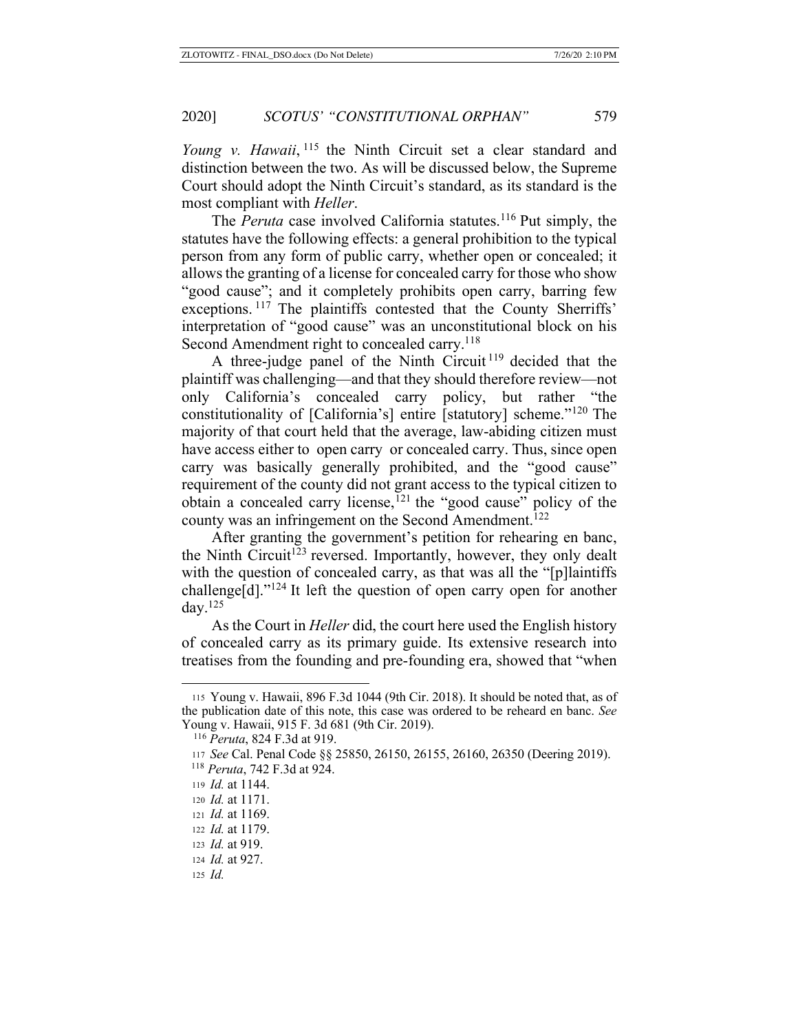*Young v. Hawaii*,[115] the Ninth Circuit set a clear standard and distinction between the two. As will be discussed below, the Supreme Court should adopt the Ninth Circuit's standard, as its standard is the most compliant with *Heller*.

The *Peruta* case involved California statutes.[116] Put simply, the statutes have the following effects: a general prohibition to the typical person from any form of public carry, whether open or concealed; it allows the granting of a license for concealed carry for those who show "good cause"; and it completely prohibits open carry, barring few exceptions.[117] The plaintiffs contested that the County Sherriffs' interpretation of "good cause" was an unconstitutional block on his Second Amendment right to concealed carry.[118]

A three-judge panel of the Ninth Circuit[119] decided that the plaintiff was challenging—and that they should therefore review—not only California's concealed carry policy, but rather "the constitutionality of [California's] entire [statutory] scheme."[120] The majority of that court held that the average, law-abiding citizen must have access either to open carry or concealed carry. Thus, since open carry was basically generally prohibited, and the "good cause" requirement of the county did not grant access to the typical citizen to obtain a concealed carry license,[121] the "good cause" policy of the county was an infringement on the Second Amendment.[122]

After granting the government's petition for rehearing en banc, the Ninth Circuit[123] reversed. Importantly, however, they only dealt with the question of concealed carry, as that was all the "[p]laintiffs challenge[d]."[124] It left the question of open carry open for another day.[125]

As the Court in *Heller* did, the court here used the English history of concealed carry as its primary guide. Its extensive research into treatises from the founding and pre-founding era, showed that "when

---

115 Young v. Hawaii, 896 F.3d 1044 (9th Cir. 2018). It should be noted that, as of the publication date of this note, this case was ordered to be reheard en banc. *See* Young v. Hawaii, 915 F. 3d 681 (9th Cir. 2019).

116 *Peruta*, 824 F.3d at 919.

117 *See* Cal. Penal Code §§ 25850, 26150, 26155, 26160, 26350 (Deering 2019).

118 *Peruta*, 742 F.3d at 924.

119 *Id.* at 1144.

120 *Id.* at 1171.

121 *Id.* at 1169.

122 *Id.* at 1179.

123 *Id.* at 919.

124 *Id.* at 927.

125 *Id.*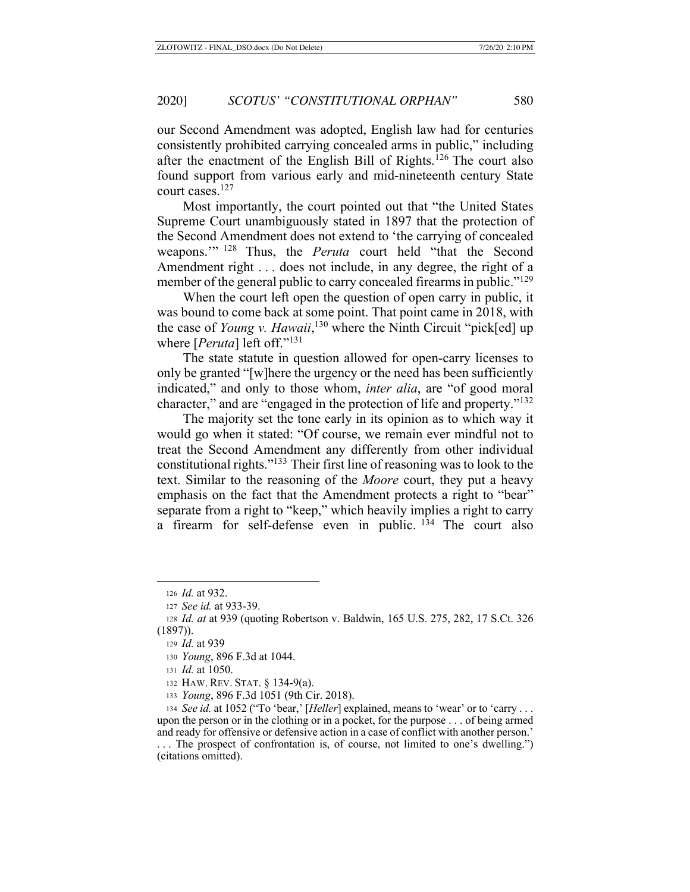our Second Amendment was adopted, English law had for centuries consistently prohibited carrying concealed arms in public," including after the enactment of the English Bill of Rights.[126] The court also found support from various early and mid-nineteenth century State court cases.[127]

Most importantly, the court pointed out that "the United States Supreme Court unambiguously stated in 1897 that the protection of the Second Amendment does not extend to 'the carrying of concealed weapons.'"[128] Thus, the *Peruta* court held "that the Second Amendment right . . . does not include, in any degree, the right of a member of the general public to carry concealed firearms in public."[129]

When the court left open the question of open carry in public, it was bound to come back at some point. That point came in 2018, with the case of *Young v. Hawaii*,[130] where the Ninth Circuit "pick[ed] up where [*Peruta*] left off."[131]

The state statute in question allowed for open-carry licenses to only be granted "[w]here the urgency or the need has been sufficiently indicated," and only to those whom, *inter alia*, are "of good moral character," and are "engaged in the protection of life and property."[132]

The majority set the tone early in its opinion as to which way it would go when it stated: "Of course, we remain ever mindful not to treat the Second Amendment any differently from other individual constitutional rights."[133] Their first line of reasoning was to look to the text. Similar to the reasoning of the *Moore* court, they put a heavy emphasis on the fact that the Amendment protects a right to "bear" separate from a right to "keep," which heavily implies a right to carry a firearm for self-defense even in public.[134] The court also

---

[126] *Id.* at 932.

[127] *See id.* at 933-39.

[128] *Id. at* at 939 (quoting Robertson v. Baldwin, 165 U.S. 275, 282, 17 S.Ct. 326 (1897)).

[129] *Id.* at 939

[130] *Young*, 896 F.3d at 1044.

[131] *Id.* at 1050.

[132] HAW. REV. STAT. § 134-9(a).

[133] *Young*, 896 F.3d 1051 (9th Cir. 2018).

[134] *See id.* at 1052 ("To 'bear,' [*Heller*] explained, means to 'wear' or to 'carry . . . upon the person or in the clothing or in a pocket, for the purpose . . . of being armed and ready for offensive or defensive action in a case of conflict with another person.' . . . The prospect of confrontation is, of course, not limited to one's dwelling.") (citations omitted).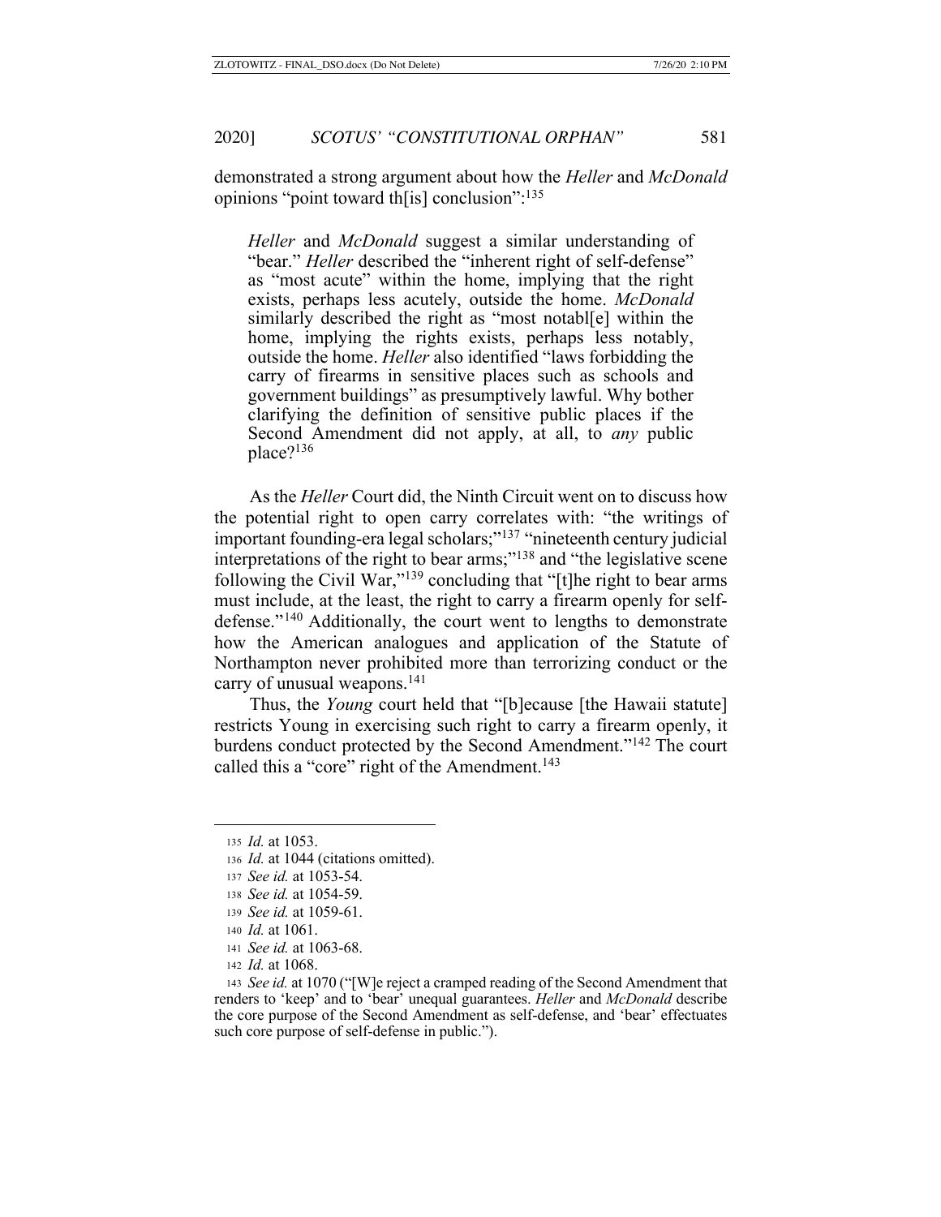demonstrated a strong argument about how the *Heller* and *McDonald* opinions "point toward th[is] conclusion":[135]

> *Heller* and *McDonald* suggest a similar understanding of "bear." *Heller* described the "inherent right of self-defense" as "most acute" within the home, implying that the right exists, perhaps less acutely, outside the home. *McDonald* similarly described the right as "most notabl[e] within the home, implying the rights exists, perhaps less notably, outside the home. *Heller* also identified "laws forbidding the carry of firearms in sensitive places such as schools and government buildings" as presumptively lawful. Why bother clarifying the definition of sensitive public places if the Second Amendment did not apply, at all, to *any* public place?[136]

As the *Heller* Court did, the Ninth Circuit went on to discuss how the potential right to open carry correlates with: "the writings of important founding-era legal scholars;"[137] "nineteenth century judicial interpretations of the right to bear arms;"[138] and "the legislative scene following the Civil War,"[139] concluding that "[t]he right to bear arms must include, at the least, the right to carry a firearm openly for self-defense."[140] Additionally, the court went to lengths to demonstrate how the American analogues and application of the Statute of Northampton never prohibited more than terrorizing conduct or the carry of unusual weapons.[141]

Thus, the *Young* court held that "[b]ecause [the Hawaii statute] restricts Young in exercising such right to carry a firearm openly, it burdens conduct protected by the Second Amendment."[142] The court called this a "core" right of the Amendment.[143]

---

135 *Id.* at 1053.

136 *Id.* at 1044 (citations omitted).

137 *See id.* at 1053-54.

138 *See id.* at 1054-59.

139 *See id.* at 1059-61.

140 *Id.* at 1061.

141 *See id.* at 1063-68.

142 *Id.* at 1068.

143 *See id.* at 1070 ("[W]e reject a cramped reading of the Second Amendment that renders to 'keep' and to 'bear' unequal guarantees. *Heller* and *McDonald* describe the core purpose of the Second Amendment as self-defense, and 'bear' effectuates such core purpose of self-defense in public.").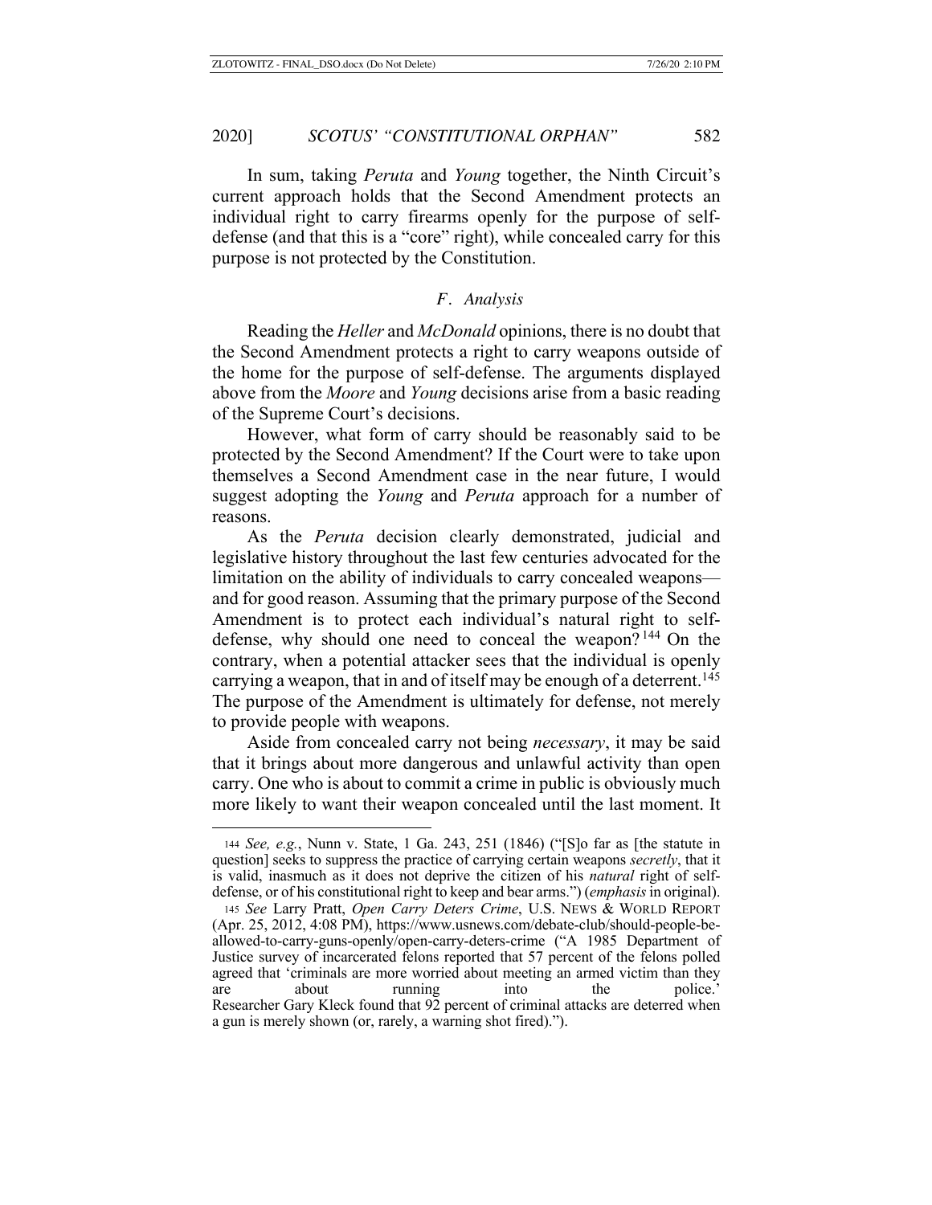In sum, taking *Peruta* and *Young* together, the Ninth Circuit's current approach holds that the Second Amendment protects an individual right to carry firearms openly for the purpose of self-defense (and that this is a "core" right), while concealed carry for this purpose is not protected by the Constitution.

### *F. Analysis*

Reading the *Heller* and *McDonald* opinions, there is no doubt that the Second Amendment protects a right to carry weapons outside of the home for the purpose of self-defense. The arguments displayed above from the *Moore* and *Young* decisions arise from a basic reading of the Supreme Court's decisions.

However, what form of carry should be reasonably said to be protected by the Second Amendment? If the Court were to take upon themselves a Second Amendment case in the near future, I would suggest adopting the *Young* and *Peruta* approach for a number of reasons.

As the *Peruta* decision clearly demonstrated, judicial and legislative history throughout the last few centuries advocated for the limitation on the ability of individuals to carry concealed weapons—and for good reason. Assuming that the primary purpose of the Second Amendment is to protect each individual's natural right to self-defense, why should one need to conceal the weapon?[144] On the contrary, when a potential attacker sees that the individual is openly carrying a weapon, that in and of itself may be enough of a deterrent.[145] The purpose of the Amendment is ultimately for defense, not merely to provide people with weapons.

Aside from concealed carry not being *necessary*, it may be said that it brings about more dangerous and unlawful activity than open carry. One who is about to commit a crime in public is obviously much more likely to want their weapon concealed until the last moment. It

---

[144] *See, e.g.*, Nunn v. State, 1 Ga. 243, 251 (1846) ("[S]o far as [the statute in question] seeks to suppress the practice of carrying certain weapons *secretly*, that it is valid, inasmuch as it does not deprive the citizen of his *natural* right of self-defense, or of his constitutional right to keep and bear arms.") (*emphasis* in original).

[145] *See* Larry Pratt, *Open Carry Deters Crime*, U.S. NEWS & WORLD REPORT (Apr. 25, 2012, 4:08 PM), https://www.usnews.com/debate-club/should-people-be-allowed-to-carry-guns-openly/open-carry-deters-crime ("A 1985 Department of Justice survey of incarcerated felons reported that 57 percent of the felons polled agreed that 'criminals are more worried about meeting an armed victim than they are about running into the police.' Researcher Gary Kleck found that 92 percent of criminal attacks are deterred when a gun is merely shown (or, rarely, a warning shot fired).").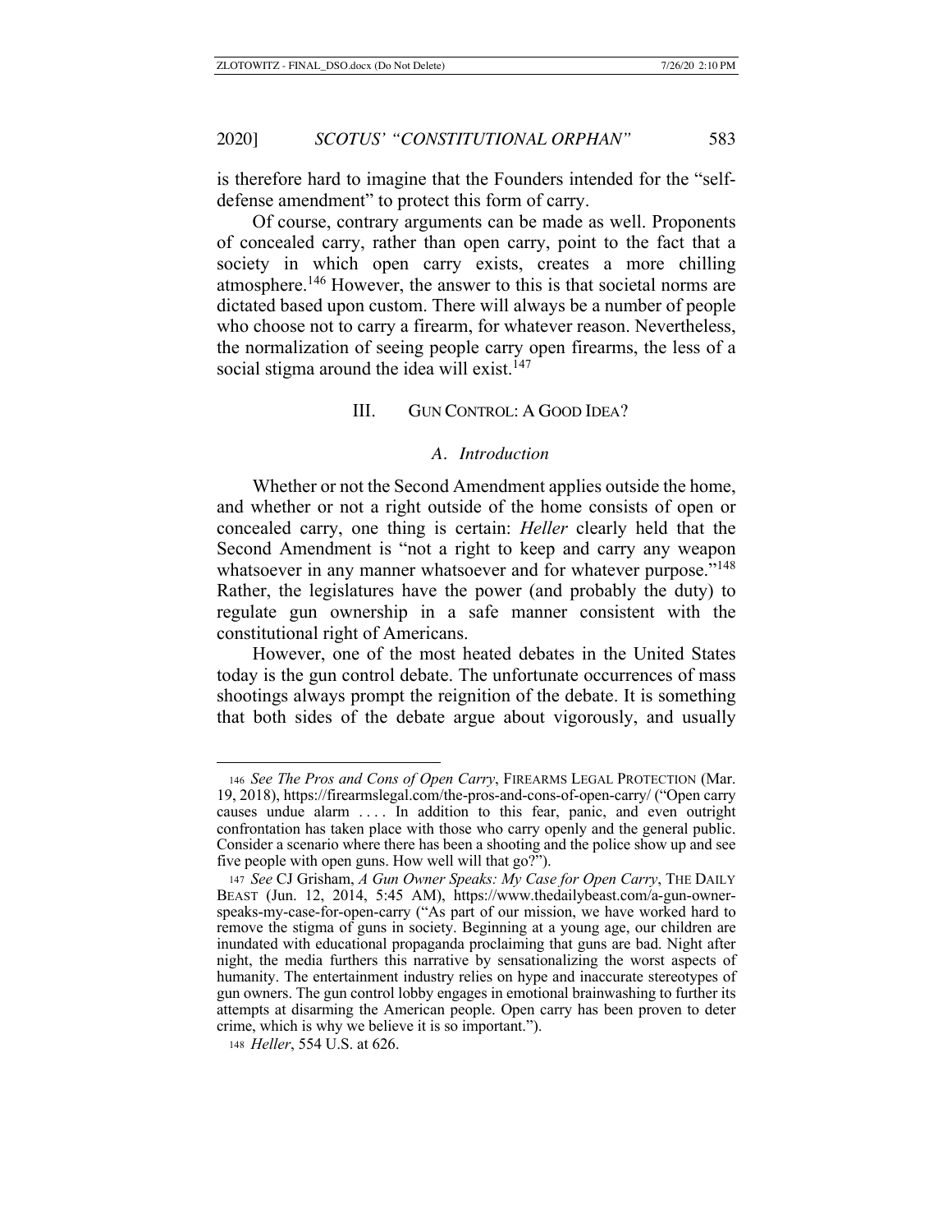is therefore hard to imagine that the Founders intended for the "self-defense amendment" to protect this form of carry.

Of course, contrary arguments can be made as well. Proponents of concealed carry, rather than open carry, point to the fact that a society in which open carry exists, creates a more chilling atmosphere.[146] However, the answer to this is that societal norms are dictated based upon custom. There will always be a number of people who choose not to carry a firearm, for whatever reason. Nevertheless, the normalization of seeing people carry open firearms, the less of a social stigma around the idea will exist.[147]

## III. GUN CONTROL: A GOOD IDEA?

### *A. Introduction*

Whether or not the Second Amendment applies outside the home, and whether or not a right outside of the home consists of open or concealed carry, one thing is certain: *Heller* clearly held that the Second Amendment is "not a right to keep and carry any weapon whatsoever in any manner whatsoever and for whatever purpose."[148] Rather, the legislatures have the power (and probably the duty) to regulate gun ownership in a safe manner consistent with the constitutional right of Americans.

However, one of the most heated debates in the United States today is the gun control debate. The unfortunate occurrences of mass shootings always prompt the reignition of the debate. It is something that both sides of the debate argue about vigorously, and usually

---

[146] *See The Pros and Cons of Open Carry*, FIREARMS LEGAL PROTECTION (Mar. 19, 2018), https://firearmslegal.com/the-pros-and-cons-of-open-carry/ ("Open carry causes undue alarm . . . . In addition to this fear, panic, and even outright confrontation has taken place with those who carry openly and the general public. Consider a scenario where there has been a shooting and the police show up and see five people with open guns. How well will that go?").

[147] *See* CJ Grisham, *A Gun Owner Speaks: My Case for Open Carry*, THE DAILY BEAST (Jun. 12, 2014, 5:45 AM), https://www.thedailybeast.com/a-gun-owner-speaks-my-case-for-open-carry ("As part of our mission, we have worked hard to remove the stigma of guns in society. Beginning at a young age, our children are inundated with educational propaganda proclaiming that guns are bad. Night after night, the media furthers this narrative by sensationalizing the worst aspects of humanity. The entertainment industry relies on hype and inaccurate stereotypes of gun owners. The gun control lobby engages in emotional brainwashing to further its attempts at disarming the American people. Open carry has been proven to deter crime, which is why we believe it is so important.").

[148] *Heller*, 554 U.S. at 626.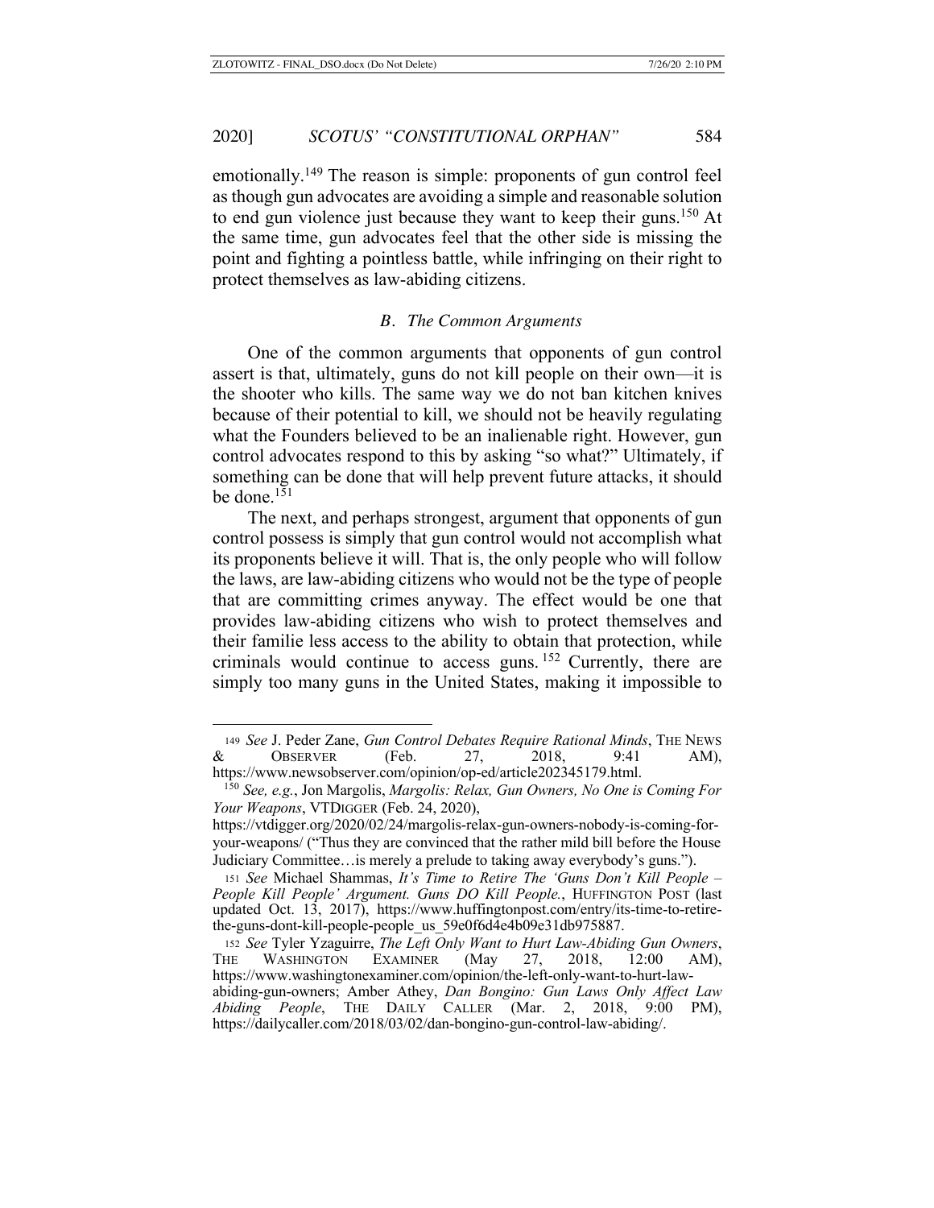emotionally.[149] The reason is simple: proponents of gun control feel as though gun advocates are avoiding a simple and reasonable solution to end gun violence just because they want to keep their guns.[150] At the same time, gun advocates feel that the other side is missing the point and fighting a pointless battle, while infringing on their right to protect themselves as law-abiding citizens.

### *B. The Common Arguments*

One of the common arguments that opponents of gun control assert is that, ultimately, guns do not kill people on their own—it is the shooter who kills. The same way we do not ban kitchen knives because of their potential to kill, we should not be heavily regulating what the Founders believed to be an inalienable right. However, gun control advocates respond to this by asking "so what?" Ultimately, if something can be done that will help prevent future attacks, it should be done.[151]

The next, and perhaps strongest, argument that opponents of gun control possess is simply that gun control would not accomplish what its proponents believe it will. That is, the only people who will follow the laws, are law-abiding citizens who would not be the type of people that are committing crimes anyway. The effect would be one that provides law-abiding citizens who wish to protect themselves and their familie less access to the ability to obtain that protection, while criminals would continue to access guns.[152] Currently, there are simply too many guns in the United States, making it impossible to

---

[149] *See* J. Peder Zane, *Gun Control Debates Require Rational Minds*, THE NEWS & OBSERVER (Feb. 27, 2018, 9:41 AM), https://www.newsobserver.com/opinion/op-ed/article202345179.html.

[150] *See, e.g.*, Jon Margolis, *Margolis: Relax, Gun Owners, No One is Coming For Your Weapons*, VTDIGGER (Feb. 24, 2020), https://vtdigger.org/2020/02/24/margolis-relax-gun-owners-nobody-is-coming-for-your-weapons/ ("Thus they are convinced that the rather mild bill before the House Judiciary Committee…is merely a prelude to taking away everybody's guns.").

[151] *See* Michael Shammas, *It's Time to Retire The 'Guns Don't Kill People – People Kill People' Argument. Guns DO Kill People.*, HUFFINGTON POST (last updated Oct. 13, 2017), https://www.huffingtonpost.com/entry/its-time-to-retire-the-guns-dont-kill-people-people_us_59e0f6d4e4b09e31db975887.

[152] *See* Tyler Yzaguirre, *The Left Only Want to Hurt Law-Abiding Gun Owners*, THE WASHINGTON EXAMINER (May 27, 2018, 12:00 AM), https://www.washingtonexaminer.com/opinion/the-left-only-want-to-hurt-law-abiding-gun-owners; Amber Athey, *Dan Bongino: Gun Laws Only Affect Law Abiding People*, THE DAILY CALLER (Mar. 2, 2018, 9:00 PM), https://dailycaller.com/2018/03/02/dan-bongino-gun-control-law-abiding/.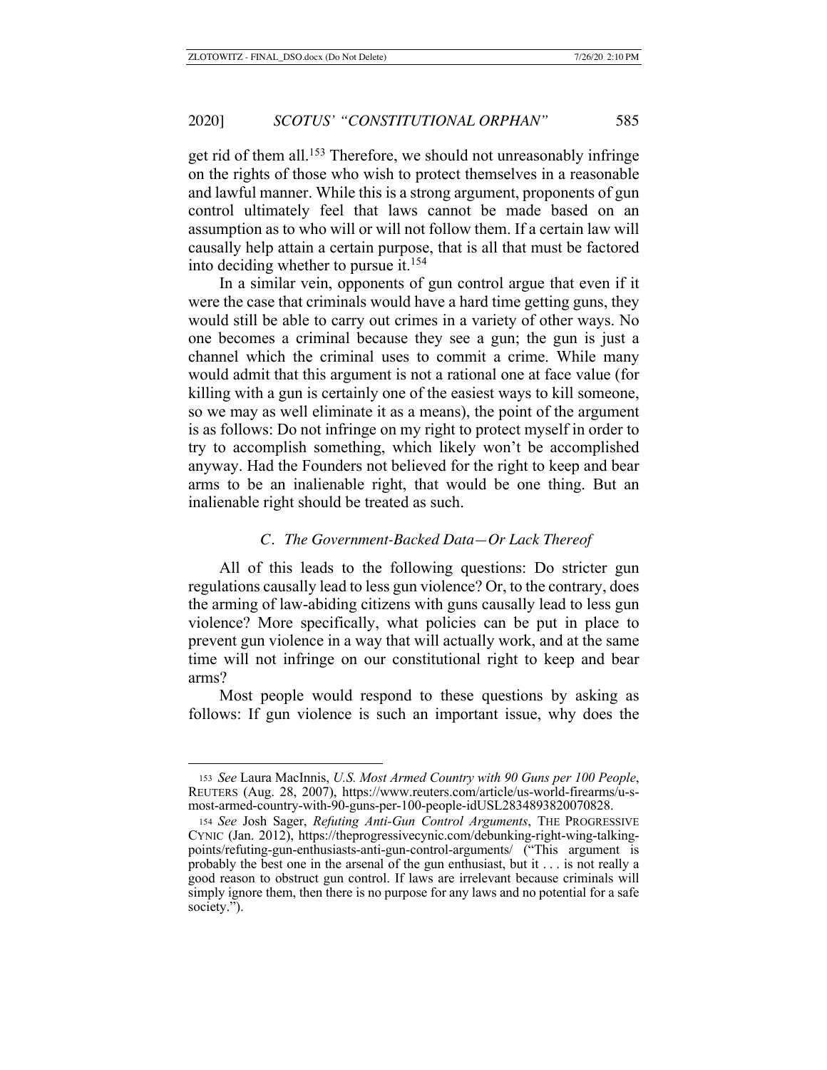get rid of them all.[153] Therefore, we should not unreasonably infringe on the rights of those who wish to protect themselves in a reasonable and lawful manner. While this is a strong argument, proponents of gun control ultimately feel that laws cannot be made based on an assumption as to who will or will not follow them. If a certain law will causally help attain a certain purpose, that is all that must be factored into deciding whether to pursue it.[154]

In a similar vein, opponents of gun control argue that even if it were the case that criminals would have a hard time getting guns, they would still be able to carry out crimes in a variety of other ways. No one becomes a criminal because they see a gun; the gun is just a channel which the criminal uses to commit a crime. While many would admit that this argument is not a rational one at face value (for killing with a gun is certainly one of the easiest ways to kill someone, so we may as well eliminate it as a means), the point of the argument is as follows: Do not infringe on my right to protect myself in order to try to accomplish something, which likely won't be accomplished anyway. Had the Founders not believed for the right to keep and bear arms to be an inalienable right, that would be one thing. But an inalienable right should be treated as such.

### *C. The Government-Backed Data—Or Lack Thereof*

All of this leads to the following questions: Do stricter gun regulations causally lead to less gun violence? Or, to the contrary, does the arming of law-abiding citizens with guns causally lead to less gun violence? More specifically, what policies can be put in place to prevent gun violence in a way that will actually work, and at the same time will not infringe on our constitutional right to keep and bear arms?

Most people would respond to these questions by asking as follows: If gun violence is such an important issue, why does the

---

153 *See* Laura MacInnis, *U.S. Most Armed Country with 90 Guns per 100 People*, REUTERS (Aug. 28, 2007), https://www.reuters.com/article/us-world-firearms/u-s-most-armed-country-with-90-guns-per-100-people-idUSL2834893820070828.

154 *See* Josh Sager, *Refuting Anti-Gun Control Arguments*, THE PROGRESSIVE CYNIC (Jan. 2012), https://theprogressivecynic.com/debunking-right-wing-talking-points/refuting-gun-enthusiasts-anti-gun-control-arguments/ ("This argument is probably the best one in the arsenal of the gun enthusiast, but it . . . is not really a good reason to obstruct gun control. If laws are irrelevant because criminals will simply ignore them, then there is no purpose for any laws and no potential for a safe society.").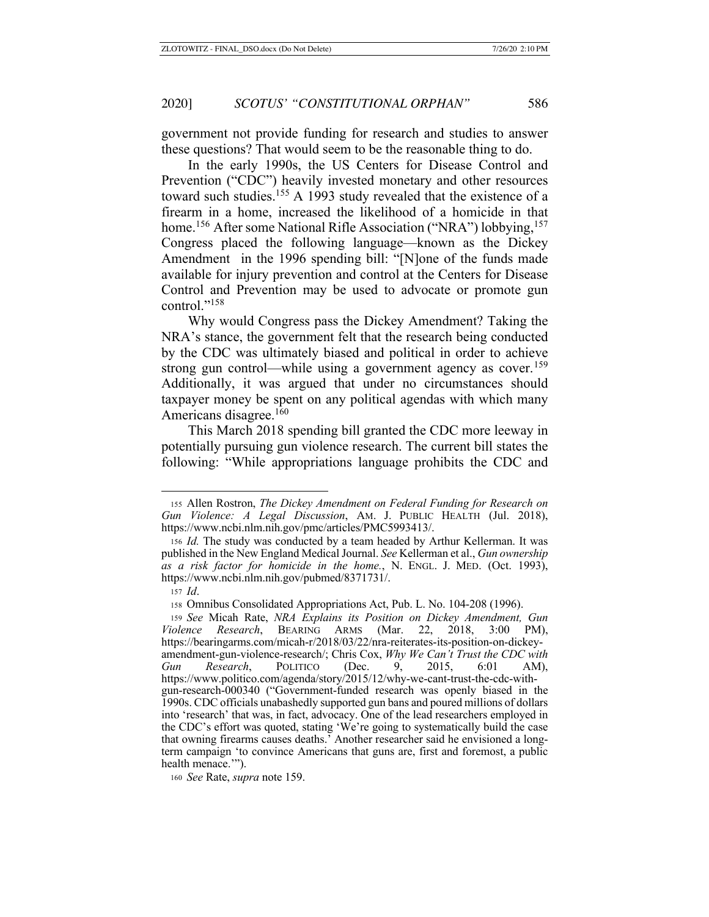government not provide funding for research and studies to answer these questions? That would seem to be the reasonable thing to do.

In the early 1990s, the US Centers for Disease Control and Prevention ("CDC") heavily invested monetary and other resources toward such studies.[155] A 1993 study revealed that the existence of a firearm in a home, increased the likelihood of a homicide in that home.[156] After some National Rifle Association ("NRA") lobbying,[157] Congress placed the following language—known as the Dickey Amendment in the 1996 spending bill: "[N]one of the funds made available for injury prevention and control at the Centers for Disease Control and Prevention may be used to advocate or promote gun control."[158]

Why would Congress pass the Dickey Amendment? Taking the NRA's stance, the government felt that the research being conducted by the CDC was ultimately biased and political in order to achieve strong gun control—while using a government agency as cover.[159] Additionally, it was argued that under no circumstances should taxpayer money be spent on any political agendas with which many Americans disagree.[160]

This March 2018 spending bill granted the CDC more leeway in potentially pursuing gun violence research. The current bill states the following: "While appropriations language prohibits the CDC and

---

155 Allen Rostron, *The Dickey Amendment on Federal Funding for Research on Gun Violence: A Legal Discussion*, AM. J. PUBLIC HEALTH (Jul. 2018), https://www.ncbi.nlm.nih.gov/pmc/articles/PMC5993413/.

156 *Id.* The study was conducted by a team headed by Arthur Kellerman. It was published in the New England Medical Journal. *See* Kellerman et al., *Gun ownership as a risk factor for homicide in the home.*, N. ENGL. J. MED. (Oct. 1993), https://www.ncbi.nlm.nih.gov/pubmed/8371731/.

157 *Id*.

158 Omnibus Consolidated Appropriations Act, Pub. L. No. 104-208 (1996).

159 *See* Micah Rate, *NRA Explains its Position on Dickey Amendment, Gun Violence Research*, BEARING ARMS (Mar. 22, 2018, 3:00 PM), https://bearingarms.com/micah-r/2018/03/22/nra-reiterates-its-position-on-dickey-amendment-gun-violence-research/; Chris Cox, *Why We Can't Trust the CDC with Gun Research*, POLITICO (Dec. 9, 2015, 6:01 AM), https://www.politico.com/agenda/story/2015/12/why-we-cant-trust-the-cdc-with-gun-research-000340 ("Government-funded research was openly biased in the 1990s. CDC officials unabashedly supported gun bans and poured millions of dollars into 'research' that was, in fact, advocacy. One of the lead researchers employed in the CDC's effort was quoted, stating 'We're going to systematically build the case that owning firearms causes deaths.' Another researcher said he envisioned a long-term campaign 'to convince Americans that guns are, first and foremost, a public health menace.'").

160 *See* Rate, *supra* note 159.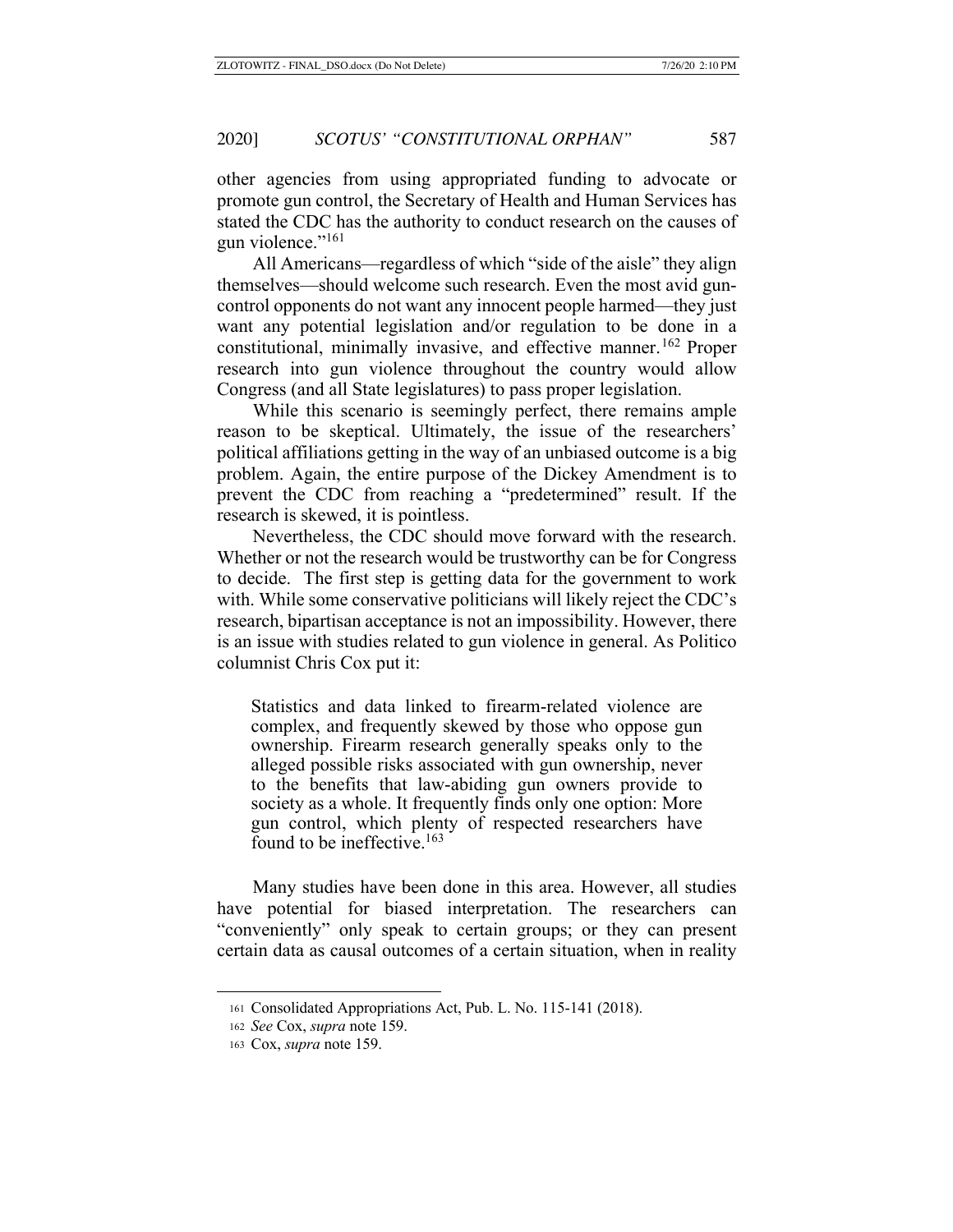other agencies from using appropriated funding to advocate or promote gun control, the Secretary of Health and Human Services has stated the CDC has the authority to conduct research on the causes of gun violence."[161]

All Americans—regardless of which "side of the aisle" they align themselves—should welcome such research. Even the most avid gun-control opponents do not want any innocent people harmed—they just want any potential legislation and/or regulation to be done in a constitutional, minimally invasive, and effective manner.[162] Proper research into gun violence throughout the country would allow Congress (and all State legislatures) to pass proper legislation.

While this scenario is seemingly perfect, there remains ample reason to be skeptical. Ultimately, the issue of the researchers' political affiliations getting in the way of an unbiased outcome is a big problem. Again, the entire purpose of the Dickey Amendment is to prevent the CDC from reaching a "predetermined" result. If the research is skewed, it is pointless.

Nevertheless, the CDC should move forward with the research. Whether or not the research would be trustworthy can be for Congress to decide. The first step is getting data for the government to work with. While some conservative politicians will likely reject the CDC's research, bipartisan acceptance is not an impossibility. However, there is an issue with studies related to gun violence in general. As Politico columnist Chris Cox put it:

> Statistics and data linked to firearm-related violence are complex, and frequently skewed by those who oppose gun ownership. Firearm research generally speaks only to the alleged possible risks associated with gun ownership, never to the benefits that law-abiding gun owners provide to society as a whole. It frequently finds only one option: More gun control, which plenty of respected researchers have found to be ineffective.[163]

Many studies have been done in this area. However, all studies have potential for biased interpretation. The researchers can "conveniently" only speak to certain groups; or they can present certain data as causal outcomes of a certain situation, when in reality

---

161 Consolidated Appropriations Act, Pub. L. No. 115-141 (2018).

162 *See* Cox, *supra* note 159.

163 Cox, *supra* note 159.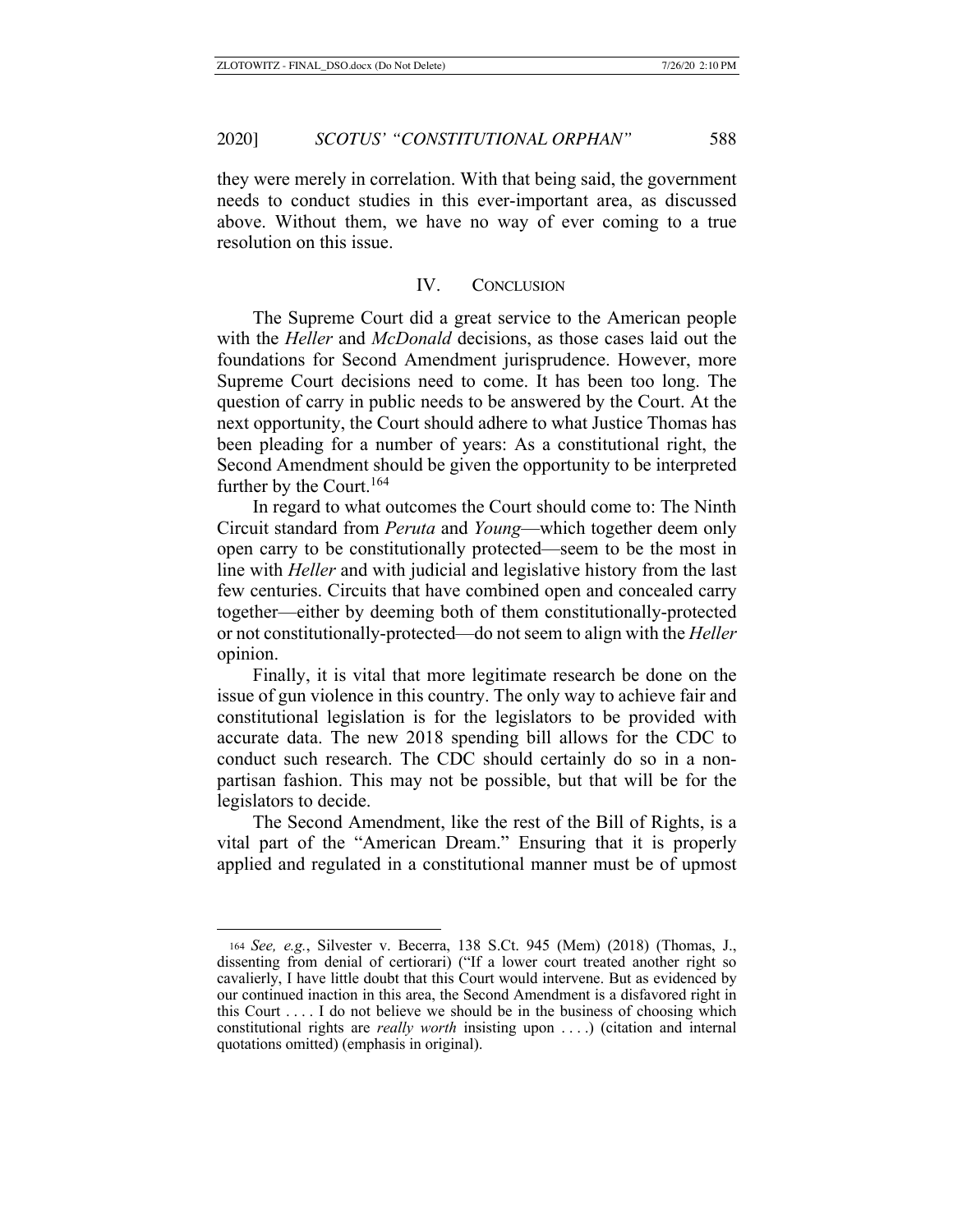they were merely in correlation. With that being said, the government needs to conduct studies in this ever-important area, as discussed above. Without them, we have no way of ever coming to a true resolution on this issue.

## IV. CONCLUSION

The Supreme Court did a great service to the American people with the *Heller* and *McDonald* decisions, as those cases laid out the foundations for Second Amendment jurisprudence. However, more Supreme Court decisions need to come. It has been too long. The question of carry in public needs to be answered by the Court. At the next opportunity, the Court should adhere to what Justice Thomas has been pleading for a number of years: As a constitutional right, the Second Amendment should be given the opportunity to be interpreted further by the Court.[164]

In regard to what outcomes the Court should come to: The Ninth Circuit standard from *Peruta* and *Young*—which together deem only open carry to be constitutionally protected—seem to be the most in line with *Heller* and with judicial and legislative history from the last few centuries. Circuits that have combined open and concealed carry together—either by deeming both of them constitutionally-protected or not constitutionally-protected—do not seem to align with the *Heller* opinion.

Finally, it is vital that more legitimate research be done on the issue of gun violence in this country. The only way to achieve fair and constitutional legislation is for the legislators to be provided with accurate data. The new 2018 spending bill allows for the CDC to conduct such research. The CDC should certainly do so in a non-partisan fashion. This may not be possible, but that will be for the legislators to decide.

The Second Amendment, like the rest of the Bill of Rights, is a vital part of the "American Dream." Ensuring that it is properly applied and regulated in a constitutional manner must be of upmost

---

[164] *See, e.g.*, Silvester v. Becerra, 138 S.Ct. 945 (Mem) (2018) (Thomas, J., dissenting from denial of certiorari) ("If a lower court treated another right so cavalierly, I have little doubt that this Court would intervene. But as evidenced by our continued inaction in this area, the Second Amendment is a disfavored right in this Court . . . . I do not believe we should be in the business of choosing which constitutional rights are *really worth* insisting upon . . . .) (citation and internal quotations omitted) (emphasis in original).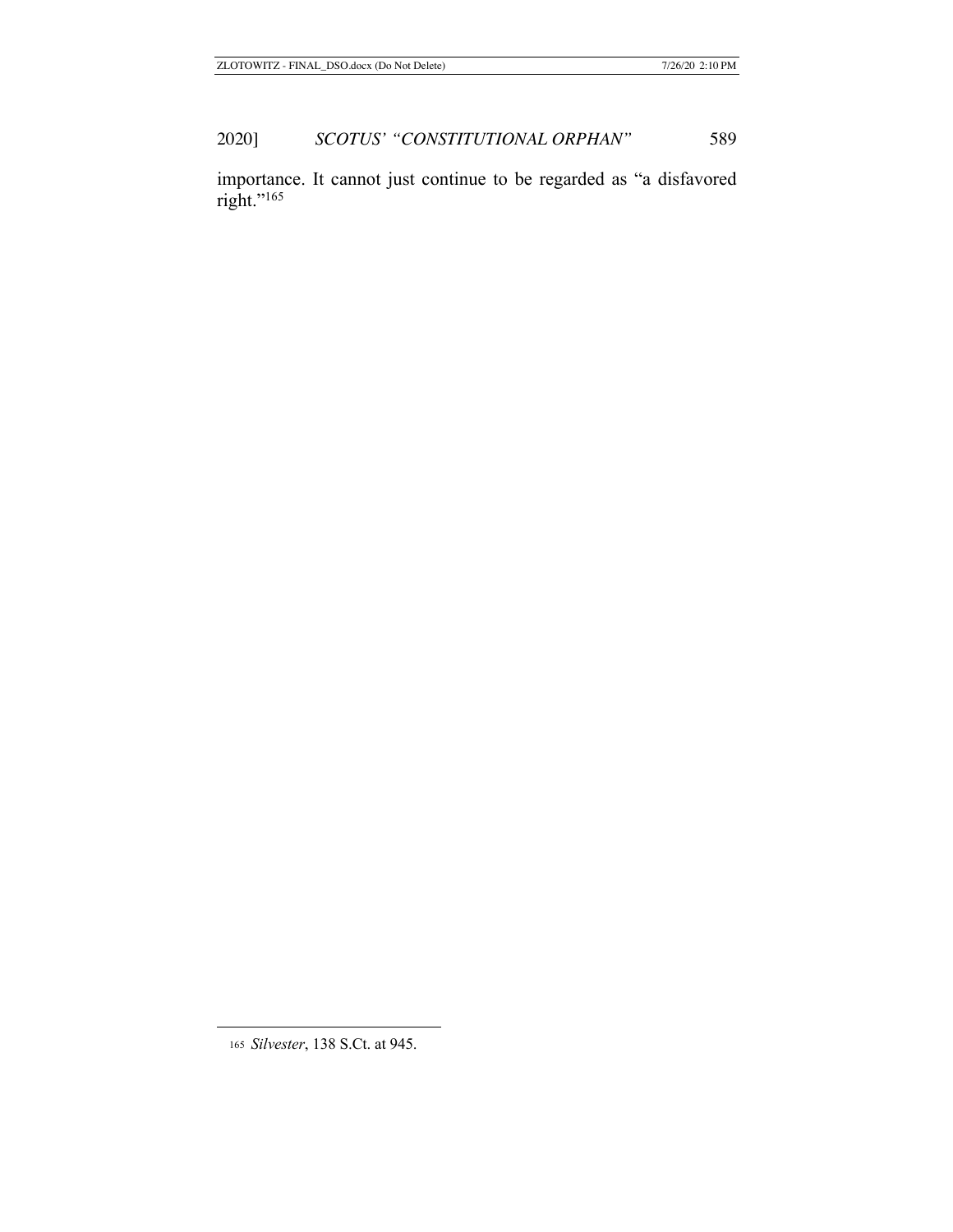importance. It cannot just continue to be regarded as "a disfavored right."[165]

[165] *Silvester*, 138 S.Ct. at 945.